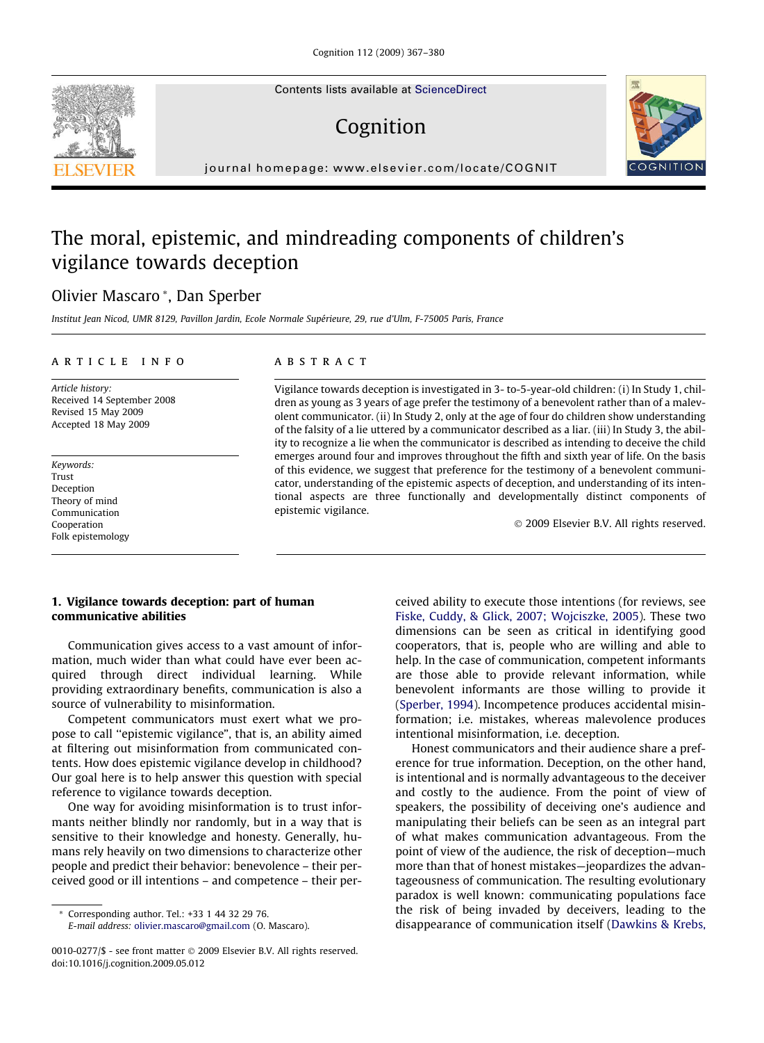# The moral, epistemic, and mindreading components of children's vigilance towards deception

Olivier Mascaro *, Dan Sperber

*Institut Jean Nicod, UMR 8129, Pavillon Jardin, Ecole Normale Supérieure, 29, rue d'Ulm, F-75005 Paris, France*

## ARTICLE INFO

*Article history:*
Received 14 September 2008
Revised 15 May 2009
Accepted 18 May 2009

*Keywords:*
Trust
Deception
Theory of mind
Communication
Cooperation
Folk epistemology

## ABSTRACT

Vigilance towards deception is investigated in 3- to-5-year-old children: (i) In Study 1, children as young as 3 years of age prefer the testimony of a benevolent rather than of a malevolent communicator. (ii) In Study 2, only at the age of four do children show understanding of the falsity of a lie uttered by a communicator described as a liar. (iii) In Study 3, the ability to recognize a lie when the communicator is described as intending to deceive the child emerges around four and improves throughout the fifth and sixth year of life. On the basis of this evidence, we suggest that preference for the testimony of a benevolent communicator, understanding of the epistemic aspects of deception, and understanding of its intentional aspects are three functionally and developmentally distinct components of epistemic vigilance.

© 2009 Elsevier B.V. All rights reserved.

## 1. Vigilance towards deception: part of human communicative abilities

Communication gives access to a vast amount of information, much wider than what could have ever been acquired through direct individual learning. While providing extraordinary benefits, communication is also a source of vulnerability to misinformation.

Competent communicators must exert what we propose to call "epistemic vigilance", that is, an ability aimed at filtering out misinformation from communicated contents. How does epistemic vigilance develop in childhood? Our goal here is to help answer this question with special reference to vigilance towards deception.

One way for avoiding misinformation is to trust informants neither blindly nor randomly, but in a way that is sensitive to their knowledge and honesty. Generally, humans rely heavily on two dimensions to characterize other people and predict their behavior: benevolence – their perceived good or ill intentions – and competence – their perceived ability to execute those intentions (for reviews, see Fiske, Cuddy, & Glick, 2007; Wojciszke, 2005). These two dimensions can be seen as critical in identifying good cooperators, that is, people who are willing and able to help. In the case of communication, competent informants are those able to provide relevant information, while benevolent informants are those willing to provide it (Sperber, 1994). Incompetence produces accidental misinformation; i.e. mistakes, whereas malevolence produces intentional misinformation, i.e. deception.

Honest communicators and their audience share a preference for true information. Deception, on the other hand, is intentional and is normally advantageous to the deceiver and costly to the audience. From the point of view of speakers, the possibility of deceiving one's audience and manipulating their beliefs can be seen as an integral part of what makes communication advantageous. From the point of view of the audience, the risk of deception—much more than that of honest mistakes—jeopardizes the advantageousness of communication. The resulting evolutionary paradox is well known: communicating populations face the risk of being invaded by deceivers, leading to the disappearance of communication itself (Dawkins & Krebs,

* Corresponding author. Tel.: +33 1 44 32 29 76.
*E-mail address:* olivier.mascaro@gmail.com (O. Mascaro).

0010-0277/$ - see front matter © 2009 Elsevier B.V. All rights reserved.
doi:10.1016/j.cognition.2009.05.012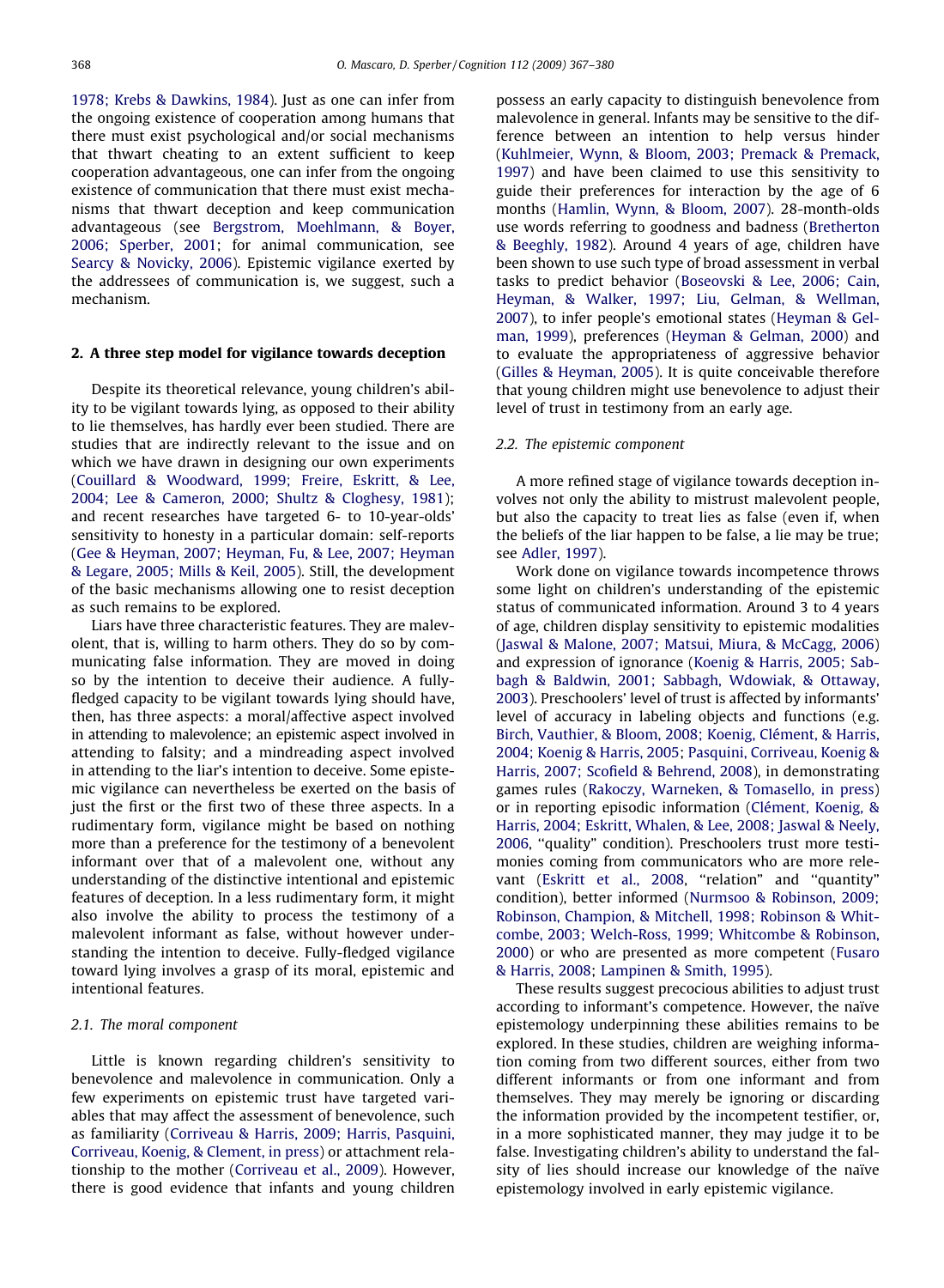1978; Krebs & Dawkins, 1984). Just as one can infer from the ongoing existence of cooperation among humans that there must exist psychological and/or social mechanisms that thwart cheating to an extent sufficient to keep cooperation advantageous, one can infer from the ongoing existence of communication that there must exist mechanisms that thwart deception and keep communication advantageous (see Bergstrom, Moehlmann, & Boyer, 2006; Sperber, 2001; for animal communication, see Searcy & Novicky, 2006). Epistemic vigilance exerted by the addressees of communication is, we suggest, such a mechanism.

## 2. A three step model for vigilance towards deception

Despite its theoretical relevance, young children's ability to be vigilant towards lying, as opposed to their ability to lie themselves, has hardly ever been studied. There are studies that are indirectly relevant to the issue and on which we have drawn in designing our own experiments (Couillard & Woodward, 1999; Freire, Eskritt, & Lee, 2004; Lee & Cameron, 2000; Shultz & Cloghesy, 1981); and recent researches have targeted 6- to 10-year-olds' sensitivity to honesty in a particular domain: self-reports (Gee & Heyman, 2007; Heyman, Fu, & Lee, 2007; Heyman & Legare, 2005; Mills & Keil, 2005). Still, the development of the basic mechanisms allowing one to resist deception as such remains to be explored.

Liars have three characteristic features. They are malevolent, that is, willing to harm others. They do so by communicating false information. They are moved in doing so by the intention to deceive their audience. A fully-fledged capacity to be vigilant towards lying should have, then, has three aspects: a moral/affective aspect involved in attending to malevolence; an epistemic aspect involved in attending to falsity; and a mindreading aspect involved in attending to the liar's intention to deceive. Some epistemic vigilance can nevertheless be exerted on the basis of just the first or the first two of these three aspects. In a rudimentary form, vigilance might be based on nothing more than a preference for the testimony of a benevolent informant over that of a malevolent one, without any understanding of the distinctive intentional and epistemic features of deception. In a less rudimentary form, it might also involve the ability to process the testimony of a malevolent informant as false, without however understanding the intention to deceive. Fully-fledged vigilance toward lying involves a grasp of its moral, epistemic and intentional features.

### 2.1. The moral component

Little is known regarding children's sensitivity to benevolence and malevolence in communication. Only a few experiments on epistemic trust have targeted variables that may affect the assessment of benevolence, such as familiarity (Corriveau & Harris, 2009; Harris, Pasquini, Corriveau, Koenig, & Clement, in press) or attachment relationship to the mother (Corriveau et al., 2009). However, there is good evidence that infants and young children possess an early capacity to distinguish benevolence from malevolence in general. Infants may be sensitive to the difference between an intention to help versus hinder (Kuhlmeier, Wynn, & Bloom, 2003; Premack & Premack, 1997) and have been claimed to use this sensitivity to guide their preferences for interaction by the age of 6 months (Hamlin, Wynn, & Bloom, 2007). 28-month-olds use words referring to goodness and badness (Bretherton & Beeghly, 1982). Around 4 years of age, children have been shown to use such type of broad assessment in verbal tasks to predict behavior (Boseovski & Lee, 2006; Cain, Heyman, & Walker, 1997; Liu, Gelman, & Wellman, 2007), to infer people's emotional states (Heyman & Gelman, 1999), preferences (Heyman & Gelman, 2000) and to evaluate the appropriateness of aggressive behavior (Gilles & Heyman, 2005). It is quite conceivable therefore that young children might use benevolence to adjust their level of trust in testimony from an early age.

### 2.2. The epistemic component

A more refined stage of vigilance towards deception involves not only the ability to mistrust malevolent people, but also the capacity to treat lies as false (even if, when the beliefs of the liar happen to be false, a lie may be true; see Adler, 1997).

Work done on vigilance towards incompetence throws some light on children's understanding of the epistemic status of communicated information. Around 3 to 4 years of age, children display sensitivity to epistemic modalities (Jaswal & Malone, 2007; Matsui, Miura, & McCagg, 2006) and expression of ignorance (Koenig & Harris, 2005; Sabbagh & Baldwin, 2001; Sabbagh, Wdowiak, & Ottaway, 2003). Preschoolers' level of trust is affected by informants' level of accuracy in labeling objects and functions (e.g. Birch, Vauthier, & Bloom, 2008; Koenig, Clément, & Harris, 2004; Koenig & Harris, 2005; Pasquini, Corriveau, Koenig & Harris, 2007; Scofield & Behrend, 2008), in demonstrating games rules (Rakoczy, Warneken, & Tomasello, in press) or in reporting episodic information (Clément, Koenig, & Harris, 2004; Eskritt, Whalen, & Lee, 2008; Jaswal & Neely, 2006, "quality" condition). Preschoolers trust more testimonies coming from communicators who are more relevant (Eskritt et al., 2008, "relation" and "quantity" condition), better informed (Nurmsoo & Robinson, 2009; Robinson, Champion, & Mitchell, 1998; Robinson & Whitcombe, 2003; Welch-Ross, 1999; Whitcombe & Robinson, 2000) or who are presented as more competent (Fusaro & Harris, 2008; Lampinen & Smith, 1995).

These results suggest precocious abilities to adjust trust according to informant's competence. However, the naïve epistemology underpinning these abilities remains to be explored. In these studies, children are weighing information coming from two different sources, either from two different informants or from one informant and from themselves. They may merely be ignoring or discarding the information provided by the incompetent testifier, or, in a more sophisticated manner, they may judge it to be false. Investigating children's ability to understand the falsity of lies should increase our knowledge of the naïve epistemology involved in early epistemic vigilance.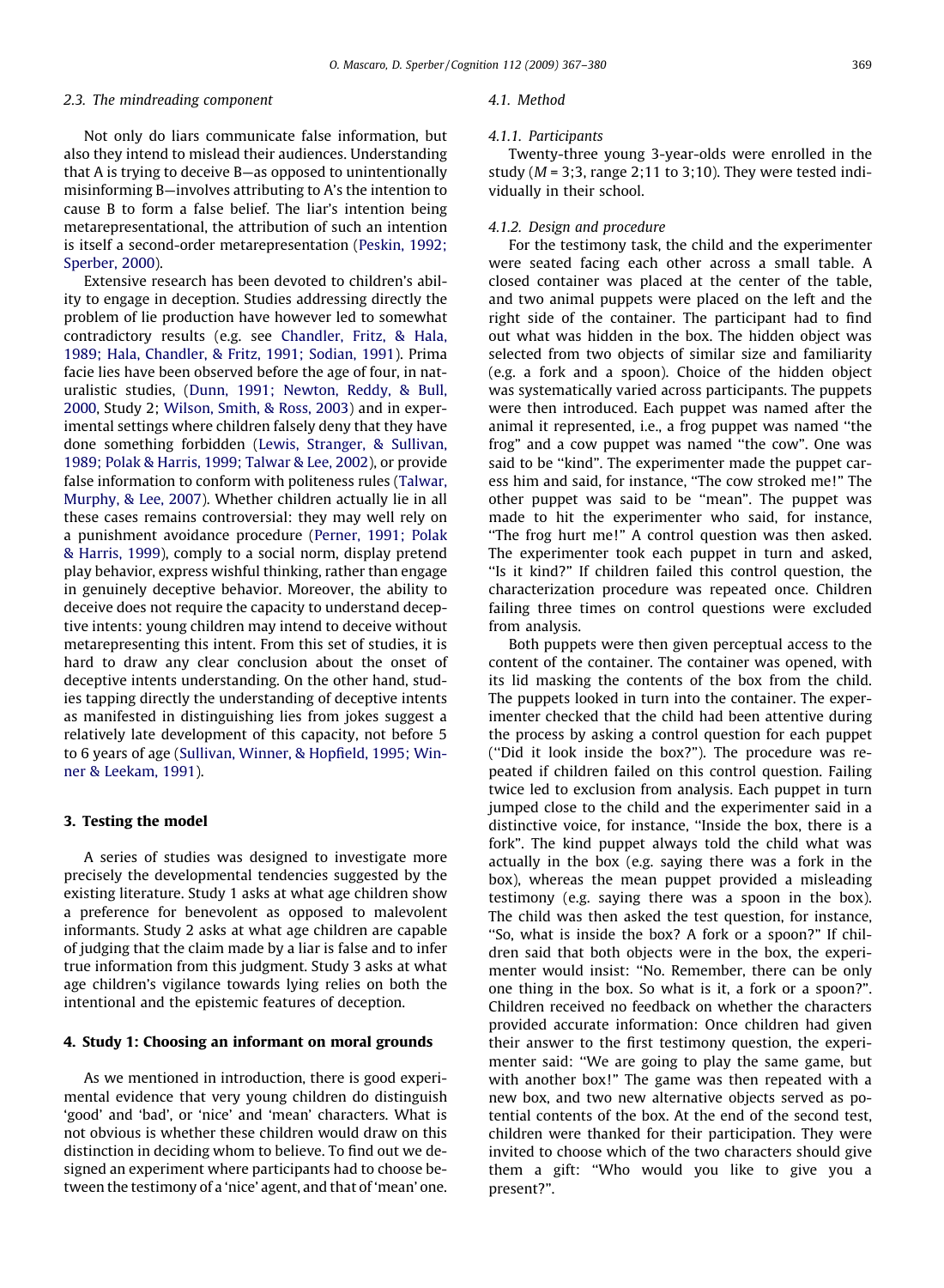### 2.3. The mindreading component

Not only do liars communicate false information, but also they intend to mislead their audiences. Understanding that A is trying to deceive B—as opposed to unintentionally misinforming B—involves attributing to A's the intention to cause B to form a false belief. The liar's intention being metarepresentational, the attribution of such an intention is itself a second-order metarepresentation (Peskin, 1992; Sperber, 2000).

Extensive research has been devoted to children's ability to engage in deception. Studies addressing directly the problem of lie production have however led to somewhat contradictory results (e.g. see Chandler, Fritz, & Hala, 1989; Hala, Chandler, & Fritz, 1991; Sodian, 1991). Prima facie lies have been observed before the age of four, in naturalistic studies, (Dunn, 1991; Newton, Reddy, & Bull, 2000, Study 2; Wilson, Smith, & Ross, 2003) and in experimental settings where children falsely deny that they have done something forbidden (Lewis, Stranger, & Sullivan, 1989; Polak & Harris, 1999; Talwar & Lee, 2002), or provide false information to conform with politeness rules (Talwar, Murphy, & Lee, 2007). Whether children actually lie in all these cases remains controversial: they may well rely on a punishment avoidance procedure (Perner, 1991; Polak & Harris, 1999), comply to a social norm, display pretend play behavior, express wishful thinking, rather than engage in genuinely deceptive behavior. Moreover, the ability to deceive does not require the capacity to understand deceptive intents: young children may intend to deceive without metarepresenting this intent. From this set of studies, it is hard to draw any clear conclusion about the onset of deceptive intents understanding. On the other hand, studies tapping directly the understanding of deceptive intents as manifested in distinguishing lies from jokes suggest a relatively late development of this capacity, not before 5 to 6 years of age (Sullivan, Winner, & Hopfield, 1995; Winner & Leekam, 1991).

## 3. Testing the model

A series of studies was designed to investigate more precisely the developmental tendencies suggested by the existing literature. Study 1 asks at what age children show a preference for benevolent as opposed to malevolent informants. Study 2 asks at what age children are capable of judging that the claim made by a liar is false and to infer true information from this judgment. Study 3 asks at what age children's vigilance towards lying relies on both the intentional and the epistemic features of deception.

## 4. Study 1: Choosing an informant on moral grounds

As we mentioned in introduction, there is good experimental evidence that very young children do distinguish 'good' and 'bad', or 'nice' and 'mean' characters. What is not obvious is whether these children would draw on this distinction in deciding whom to believe. To find out we designed an experiment where participants had to choose between the testimony of a 'nice' agent, and that of 'mean' one.

### 4.1. Method

#### 4.1.1. Participants

Twenty-three young 3-year-olds were enrolled in the study ($M = 3;3$, range 2;11 to 3;10). They were tested individually in their school.

#### 4.1.2. Design and procedure

For the testimony task, the child and the experimenter were seated facing each other across a small table. A closed container was placed at the center of the table, and two animal puppets were placed on the left and the right side of the container. The participant had to find out what was hidden in the box. The hidden object was selected from two objects of similar size and familiarity (e.g. a fork and a spoon). Choice of the hidden object was systematically varied across participants. The puppets were then introduced. Each puppet was named after the animal it represented, i.e., a frog puppet was named "the frog" and a cow puppet was named "the cow". One was said to be "kind". The experimenter made the puppet caress him and said, for instance, "The cow stroked me!" The other puppet was said to be "mean". The puppet was made to hit the experimenter who said, for instance, "The frog hurt me!" A control question was then asked. The experimenter took each puppet in turn and asked, "Is it kind?" If children failed this control question, the characterization procedure was repeated once. Children failing three times on control questions were excluded from analysis.

Both puppets were then given perceptual access to the content of the container. The container was opened, with its lid masking the contents of the box from the child. The puppets looked in turn into the container. The experimenter checked that the child had been attentive during the process by asking a control question for each puppet ("Did it look inside the box?"). The procedure was repeated if children failed on this control question. Failing twice led to exclusion from analysis. Each puppet in turn jumped close to the child and the experimenter said in a distinctive voice, for instance, "Inside the box, there is a fork". The kind puppet always told the child what was actually in the box (e.g. saying there was a fork in the box), whereas the mean puppet provided a misleading testimony (e.g. saying there was a spoon in the box). The child was then asked the test question, for instance, "So, what is inside the box? A fork or a spoon?" If children said that both objects were in the box, the experimenter would insist: "No. Remember, there can be only one thing in the box. So what is it, a fork or a spoon?". Children received no feedback on whether the characters provided accurate information: Once children had given their answer to the first testimony question, the experimenter said: "We are going to play the same game, but with another box!" The game was then repeated with a new box, and two new alternative objects served as potential contents of the box. At the end of the second test, children were thanked for their participation. They were invited to choose which of the two characters should give them a gift: "Who would you like to give you a present?".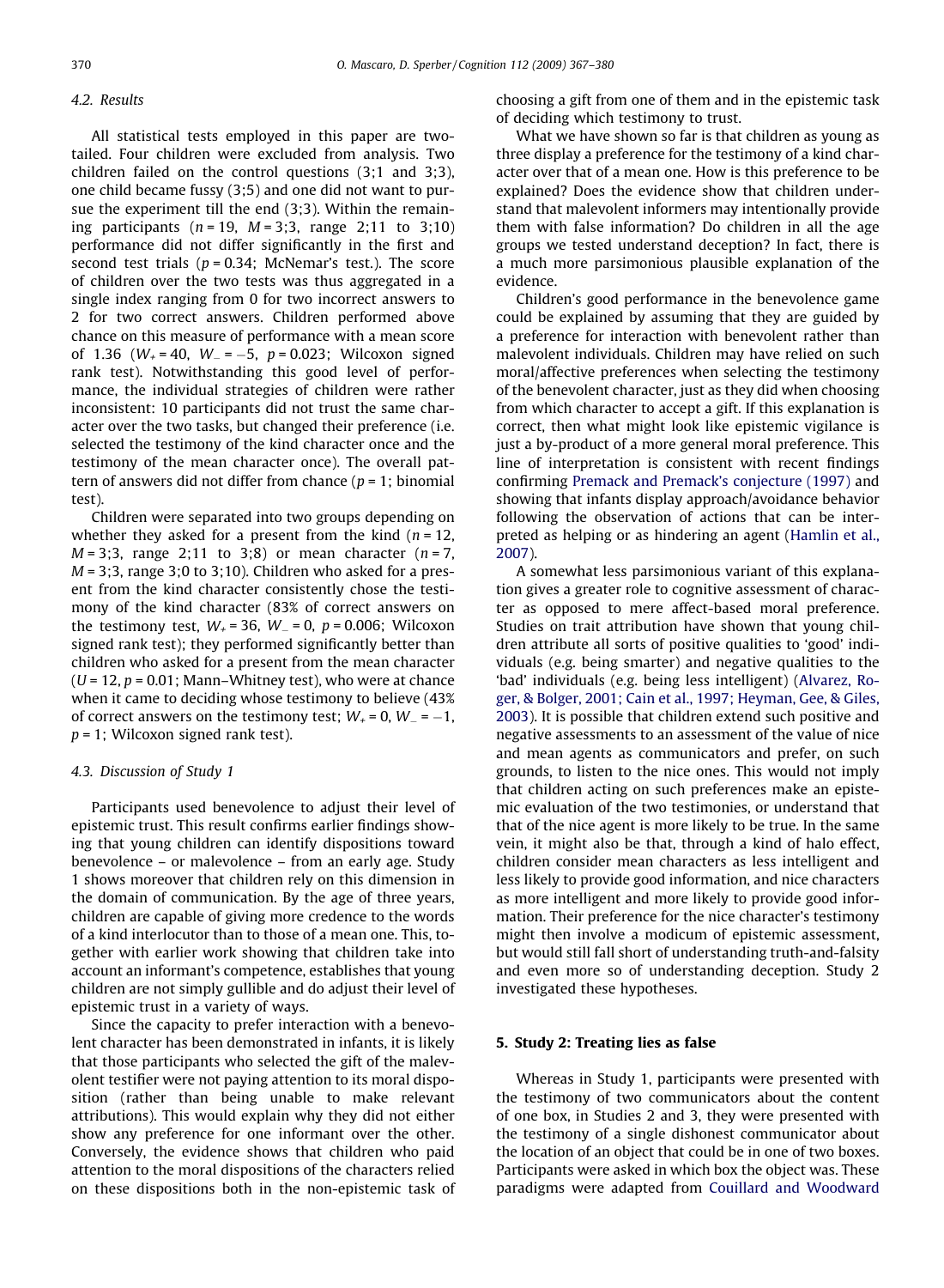### 4.2. Results

All statistical tests employed in this paper are two-tailed. Four children were excluded from analysis. Two children failed on the control questions (3;1 and 3;3), one child became fussy (3;5) and one did not want to pursue the experiment till the end (3;3). Within the remaining participants ($n = 19$, $M = 3;3$, range 2;11 to 3;10) performance did not differ significantly in the first and second test trials ($p = 0.34$; McNemar's test.). The score of children over the two tests was thus aggregated in a single index ranging from 0 for two incorrect answers to 2 for two correct answers. Children performed above chance on this measure of performance with a mean score of 1.36 ($W_+ = 40$, $W_- = -5$, $p = 0.023$; Wilcoxon signed rank test). Notwithstanding this good level of performance, the individual strategies of children were rather inconsistent: 10 participants did not trust the same character over the two tasks, but changed their preference (i.e. selected the testimony of the kind character once and the testimony of the mean character once). The overall pattern of answers did not differ from chance ($p = 1$; binomial test).

Children were separated into two groups depending on whether they asked for a present from the kind ($n = 12$, $M = 3;3$, range 2;11 to 3;8) or mean character ($n = 7$, $M = 3;3$, range 3;0 to 3;10). Children who asked for a present from the kind character consistently chose the testimony of the kind character (83% of correct answers on the testimony test, $W_+ = 36$, $W_- = 0$, $p = 0.006$; Wilcoxon signed rank test); they performed significantly better than children who asked for a present from the mean character ($U = 12$, $p = 0.01$; Mann–Whitney test), who were at chance when it came to deciding whose testimony to believe (43% of correct answers on the testimony test; $W_+ = 0$, $W_- = -1$, $p = 1$; Wilcoxon signed rank test).

### 4.3. Discussion of Study 1

Participants used benevolence to adjust their level of epistemic trust. This result confirms earlier findings showing that young children can identify dispositions toward benevolence – or malevolence – from an early age. Study 1 shows moreover that children rely on this dimension in the domain of communication. By the age of three years, children are capable of giving more credence to the words of a kind interlocutor than to those of a mean one. This, together with earlier work showing that children take into account an informant's competence, establishes that young children are not simply gullible and do adjust their level of epistemic trust in a variety of ways.

Since the capacity to prefer interaction with a benevolent character has been demonstrated in infants, it is likely that those participants who selected the gift of the malevolent testifier were not paying attention to its moral disposition (rather than being unable to make relevant attributions). This would explain why they did not either show any preference for one informant over the other. Conversely, the evidence shows that children who paid attention to the moral dispositions of the characters relied on these dispositions both in the non-epistemic task of choosing a gift from one of them and in the epistemic task of deciding which testimony to trust.

What we have shown so far is that children as young as three display a preference for the testimony of a kind character over that of a mean one. How is this preference to be explained? Does the evidence show that children understand that malevolent informers may intentionally provide them with false information? Do children in all the age groups we tested understand deception? In fact, there is a much more parsimonious plausible explanation of the evidence.

Children's good performance in the benevolence game could be explained by assuming that they are guided by a preference for interaction with benevolent rather than malevolent individuals. Children may have relied on such moral/affective preferences when selecting the testimony of the benevolent character, just as they did when choosing from which character to accept a gift. If this explanation is correct, then what might look like epistemic vigilance is just a by-product of a more general moral preference. This line of interpretation is consistent with recent findings confirming Premack and Premack's conjecture (1997) and showing that infants display approach/avoidance behavior following the observation of actions that can be interpreted as helping or as hindering an agent (Hamlin et al., 2007).

A somewhat less parsimonious variant of this explanation gives a greater role to cognitive assessment of character as opposed to mere affect-based moral preference. Studies on trait attribution have shown that young children attribute all sorts of positive qualities to 'good' individuals (e.g. being smarter) and negative qualities to the 'bad' individuals (e.g. being less intelligent) (Alvarez, Roger, & Bolger, 2001; Cain et al., 1997; Heyman, Gee, & Giles, 2003). It is possible that children extend such positive and negative assessments to an assessment of the value of nice and mean agents as communicators and prefer, on such grounds, to listen to the nice ones. This would not imply that children acting on such preferences make an epistemic evaluation of the two testimonies, or understand that that of the nice agent is more likely to be true. In the same vein, it might also be that, through a kind of halo effect, children consider mean characters as less intelligent and less likely to provide good information, and nice characters as more intelligent and more likely to provide good information. Their preference for the nice character's testimony might then involve a modicum of epistemic assessment, but would still fall short of understanding truth-and-falsity and even more so of understanding deception. Study 2 investigated these hypotheses.

## 5. Study 2: Treating lies as false

Whereas in Study 1, participants were presented with the testimony of two communicators about the content of one box, in Studies 2 and 3, they were presented with the testimony of a single dishonest communicator about the location of an object that could be in one of two boxes. Participants were asked in which box the object was. These paradigms were adapted from Couillard and Woodward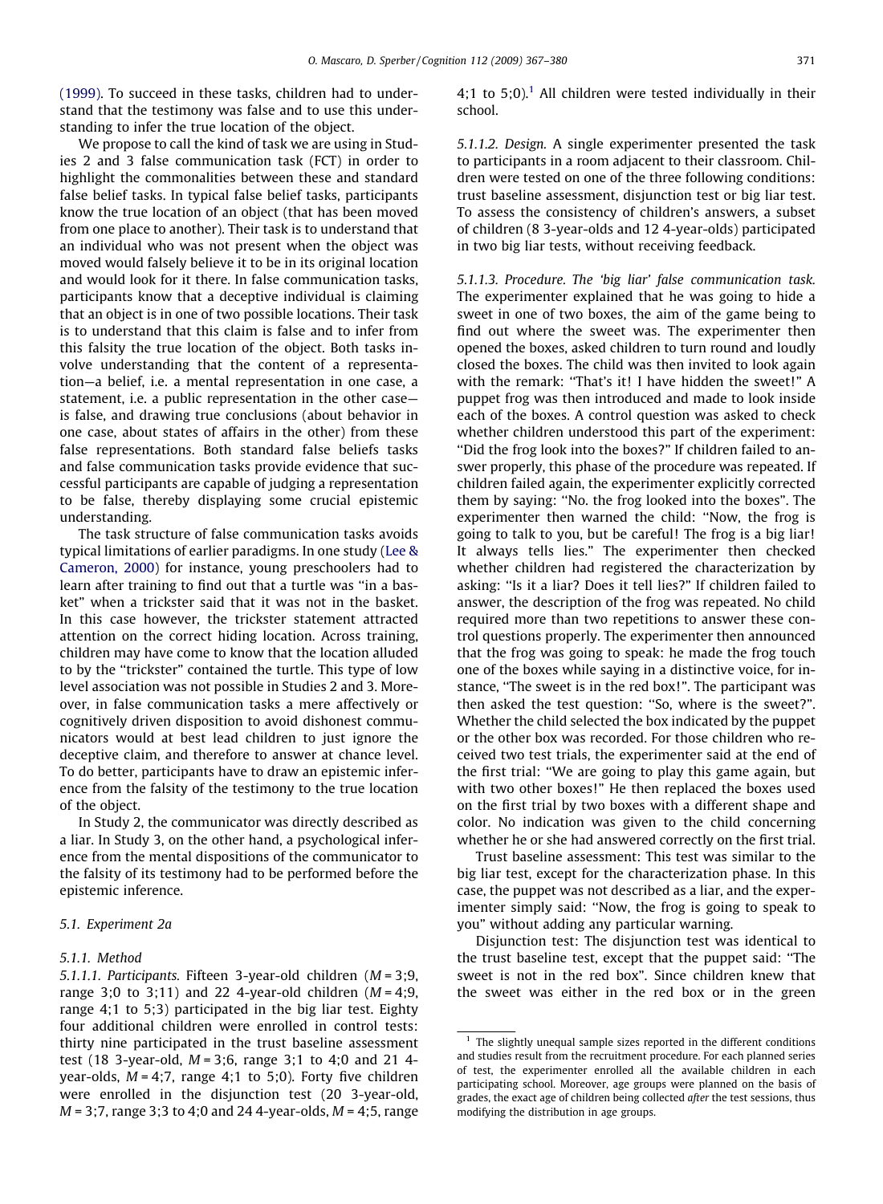(1999). To succeed in these tasks, children had to understand that the testimony was false and to use this understanding to infer the true location of the object.

We propose to call the kind of task we are using in Studies 2 and 3 false communication task (FCT) in order to highlight the commonalities between these and standard false belief tasks. In typical false belief tasks, participants know the true location of an object (that has been moved from one place to another). Their task is to understand that an individual who was not present when the object was moved would falsely believe it to be in its original location and would look for it there. In false communication tasks, participants know that a deceptive individual is claiming that an object is in one of two possible locations. Their task is to understand that this claim is false and to infer from this falsity the true location of the object. Both tasks involve understanding that the content of a representation—a belief, i.e. a mental representation in one case, a statement, i.e. a public representation in the other case—is false, and drawing true conclusions (about behavior in one case, about states of affairs in the other) from these false representations. Both standard false beliefs tasks and false communication tasks provide evidence that successful participants are capable of judging a representation to be false, thereby displaying some crucial epistemic understanding.

The task structure of false communication tasks avoids typical limitations of earlier paradigms. In one study (Lee & Cameron, 2000) for instance, young preschoolers had to learn after training to find out that a turtle was "in a basket" when a trickster said that it was not in the basket. In this case however, the trickster statement attracted attention on the correct hiding location. Across training, children may have come to know that the location alluded to by the "trickster" contained the turtle. This type of low level association was not possible in Studies 2 and 3. Moreover, in false communication tasks a mere affectively or cognitively driven disposition to avoid dishonest communicators would at best lead children to just ignore the deceptive claim, and therefore to answer at chance level. To do better, participants have to draw an epistemic inference from the falsity of the testimony to the true location of the object.

In Study 2, the communicator was directly described as a liar. In Study 3, on the other hand, a psychological inference from the mental dispositions of the communicator to the falsity of its testimony had to be performed before the epistemic inference.

### 5.1. Experiment 2a

#### 5.1.1. Method

*5.1.1.1. Participants.* Fifteen 3-year-old children ($M$ = 3;9, range 3;0 to 3;11) and 22 4-year-old children ($M$ = 4;9, range 4;1 to 5;3) participated in the big liar test. Eighty four additional children were enrolled in control tests: thirty nine participated in the trust baseline assessment test (18 3-year-old, $M$ = 3;6, range 3;1 to 4;0 and 21 4-year-olds, $M$ = 4;7, range 4;1 to 5;0). Forty five children were enrolled in the disjunction test (20 3-year-old, $M$ = 3;7, range 3;3 to 4;0 and 24 4-year-olds, $M$ = 4;5, range 4;1 to 5;0).[1] All children were tested individually in their school.

*5.1.1.2. Design.* A single experimenter presented the task to participants in a room adjacent to their classroom. Children were tested on one of the three following conditions: trust baseline assessment, disjunction test or big liar test. To assess the consistency of children's answers, a subset of children (8 3-year-olds and 12 4-year-olds) participated in two big liar tests, without receiving feedback.

*5.1.1.3. Procedure. The 'big liar' false communication task.* The experimenter explained that he was going to hide a sweet in one of two boxes, the aim of the game being to find out where the sweet was. The experimenter then opened the boxes, asked children to turn round and loudly closed the boxes. The child was then invited to look again with the remark: "That's it! I have hidden the sweet!" A puppet frog was then introduced and made to look inside each of the boxes. A control question was asked to check whether children understood this part of the experiment: "Did the frog look into the boxes?" If children failed to answer properly, this phase of the procedure was repeated. If children failed again, the experimenter explicitly corrected them by saying: "No. the frog looked into the boxes". The experimenter then warned the child: "Now, the frog is going to talk to you, but be careful! The frog is a big liar! It always tells lies." The experimenter then checked whether children had registered the characterization by asking: "Is it a liar? Does it tell lies?" If children failed to answer, the description of the frog was repeated. No child required more than two repetitions to answer these control questions properly. The experimenter then announced that the frog was going to speak: he made the frog touch one of the boxes while saying in a distinctive voice, for instance, "The sweet is in the red box!". The participant was then asked the test question: "So, where is the sweet?". Whether the child selected the box indicated by the puppet or the other box was recorded. For those children who received two test trials, the experimenter said at the end of the first trial: "We are going to play this game again, but with two other boxes!" He then replaced the boxes used on the first trial by two boxes with a different shape and color. No indication was given to the child concerning whether he or she had answered correctly on the first trial.

Trust baseline assessment: This test was similar to the big liar test, except for the characterization phase. In this case, the puppet was not described as a liar, and the experimenter simply said: "Now, the frog is going to speak to you" without adding any particular warning.

Disjunction test: The disjunction test was identical to the trust baseline test, except that the puppet said: "The sweet is not in the red box". Since children knew that the sweet was either in the red box or in the green

---

[1] The slightly unequal sample sizes reported in the different conditions and studies result from the recruitment procedure. For each planned series of test, the experimenter enrolled all the available children in each participating school. Moreover, age groups were planned on the basis of grades, the exact age of children being collected *after* the test sessions, thus modifying the distribution in age groups.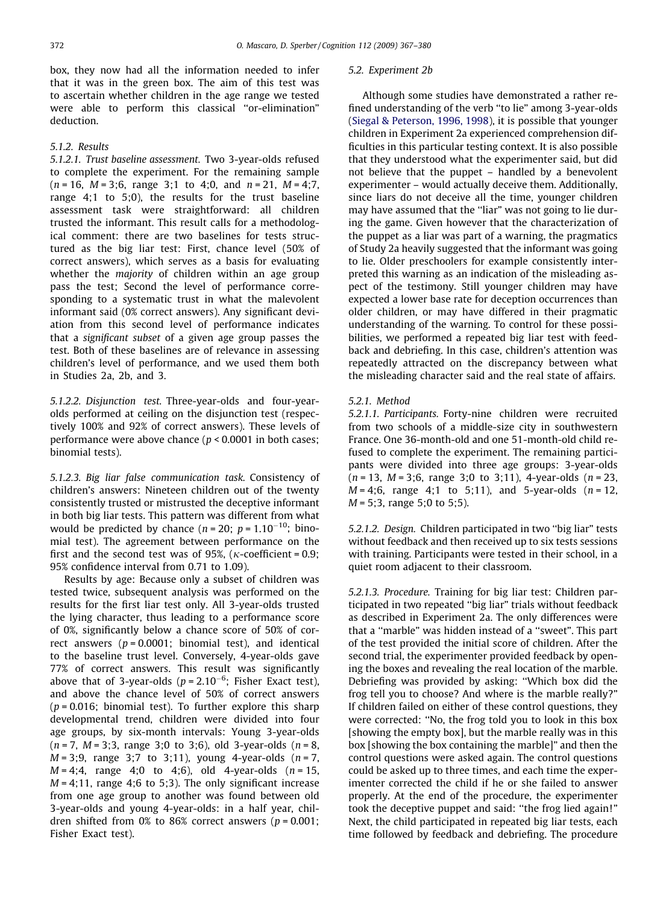box, they now had all the information needed to infer that it was in the green box. The aim of this test was to ascertain whether children in the age range we tested were able to perform this classical "or-elimination" deduction.

#### 5.1.2. Results

*5.1.2.1. Trust baseline assessment.* Two 3-year-olds refused to complete the experiment. For the remaining sample ($n = 16$, $M = 3;6$, range 3;1 to 4;0, and $n = 21$, $M = 4;7$, range 4;1 to 5;0), the results for the trust baseline assessment task were straightforward: all children trusted the informant. This result calls for a methodological comment: there are two baselines for tests structured as the big liar test: First, chance level (50% of correct answers), which serves as a basis for evaluating whether the *majority* of children within an age group pass the test; Second the level of performance corresponding to a systematic trust in what the malevolent informant said (0% correct answers). Any significant deviation from this second level of performance indicates that a *significant subset* of a given age group passes the test. Both of these baselines are of relevance in assessing children's level of performance, and we used them both in Studies 2a, 2b, and 3.

*5.1.2.2. Disjunction test.* Three-year-olds and four-year-olds performed at ceiling on the disjunction test (respectively 100% and 92% of correct answers). These levels of performance were above chance ($p < 0.0001$ in both cases; binomial tests).

*5.1.2.3. Big liar false communication task.* Consistency of children's answers: Nineteen children out of the twenty consistently trusted or mistrusted the deceptive informant in both big liar tests. This pattern was different from what would be predicted by chance ($n = 20$; $p = 1.10^{-10}$; binomial test). The agreement between performance on the first and the second test was of 95%, ($\kappa$-coefficient = 0.9; 95% confidence interval from 0.71 to 1.09).

Results by age: Because only a subset of children was tested twice, subsequent analysis was performed on the results for the first liar test only. All 3-year-olds trusted the lying character, thus leading to a performance score of 0%, significantly below a chance score of 50% of correct answers ($p = 0.0001$; binomial test), and identical to the baseline trust level. Conversely, 4-year-olds gave 77% of correct answers. This result was significantly above that of 3-year-olds ($p = 2.10^{-6}$; Fisher Exact test), and above the chance level of 50% of correct answers ($p = 0.016$; binomial test). To further explore this sharp developmental trend, children were divided into four age groups, by six-month intervals: Young 3-year-olds ($n = 7$, $M = 3;3$, range 3;0 to 3;6), old 3-year-olds ($n = 8$, $M = 3;9$, range 3;7 to 3;11), young 4-year-olds ($n = 7$, $M = 4;4$, range 4;0 to 4;6), old 4-year-olds ($n = 15$, $M = 4;11$, range 4;6 to 5;3). The only significant increase from one age group to another was found between old 3-year-olds and young 4-year-olds: in a half year, children shifted from 0% to 86% correct answers ($p = 0.001$; Fisher Exact test).

### 5.2. Experiment 2b

Although some studies have demonstrated a rather refined understanding of the verb "to lie" among 3-year-olds (Siegal & Peterson, 1996, 1998), it is possible that younger children in Experiment 2a experienced comprehension difficulties in this particular testing context. It is also possible that they understood what the experimenter said, but did not believe that the puppet – handled by a benevolent experimenter – would actually deceive them. Additionally, since liars do not deceive all the time, younger children may have assumed that the "liar" was not going to lie during the game. Given however that the characterization of the puppet as a liar was part of a warning, the pragmatics of Study 2a heavily suggested that the informant was going to lie. Older preschoolers for example consistently interpreted this warning as an indication of the misleading aspect of the testimony. Still younger children may have expected a lower base rate for deception occurrences than older children, or may have differed in their pragmatic understanding of the warning. To control for these possibilities, we performed a repeated big liar test with feedback and debriefing. In this case, children's attention was repeatedly attracted on the discrepancy between what the misleading character said and the real state of affairs.

#### 5.2.1. Method

*5.2.1.1. Participants.* Forty-nine children were recruited from two schools of a middle-size city in southwestern France. One 36-month-old and one 51-month-old child refused to complete the experiment. The remaining participants were divided into three age groups: 3-year-olds ($n = 13$, $M = 3;6$, range 3;0 to 3;11), 4-year-olds ($n = 23$, $M = 4;6$, range 4;1 to 5;11), and 5-year-olds ($n = 12$, $M = 5;3$, range 5;0 to 5;5).

*5.2.1.2. Design.* Children participated in two "big liar" tests without feedback and then received up to six tests sessions with training. Participants were tested in their school, in a quiet room adjacent to their classroom.

*5.2.1.3. Procedure.* Training for big liar test: Children participated in two repeated "big liar" trials without feedback as described in Experiment 2a. The only differences were that a "marble" was hidden instead of a "sweet". This part of the test provided the initial score of children. After the second trial, the experimenter provided feedback by opening the boxes and revealing the real location of the marble. Debriefing was provided by asking: "Which box did the frog tell you to choose? And where is the marble really?" If children failed on either of these control questions, they were corrected: "No, the frog told you to look in this box [showing the empty box], but the marble really was in this box [showing the box containing the marble]" and then the control questions were asked again. The control questions could be asked up to three times, and each time the experimenter corrected the child if he or she failed to answer properly. At the end of the procedure, the experimenter took the deceptive puppet and said: "the frog lied again!" Next, the child participated in repeated big liar tests, each time followed by feedback and debriefing. The procedure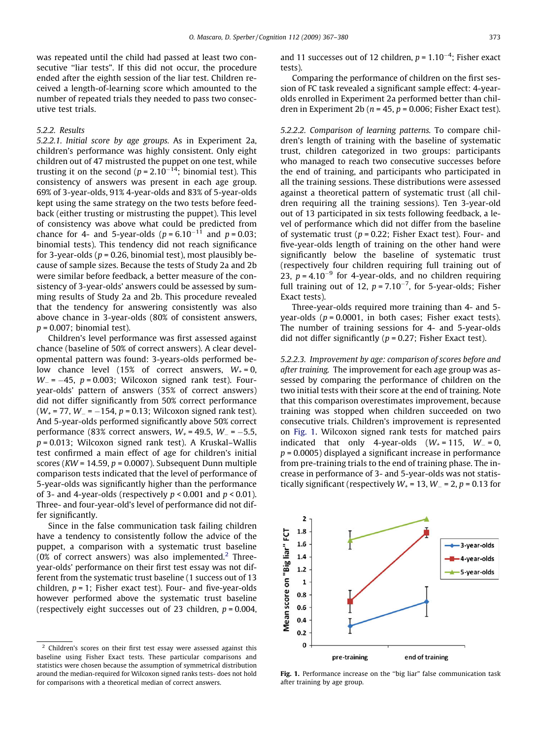was repeated until the child had passed at least two consecutive "liar tests". If this did not occur, the procedure ended after the eighth session of the liar test. Children received a length-of-learning score which amounted to the number of repeated trials they needed to pass two consecutive test trials.

### 5.2.2. Results

*5.2.2.1. Initial score by age groups.* As in Experiment 2a, children's performance was highly consistent. Only eight children out of 47 mistrusted the puppet on one test, while trusting it on the second ($p = 2.10^{-14}$; binomial test). This consistency of answers was present in each age group. 69% of 3-year-olds, 91% 4-year-olds and 83% of 5-year-olds kept using the same strategy on the two tests before feedback (either trusting or mistrusting the puppet). This level of consistency was above what could be predicted from chance for 4- and 5-year-olds ($p = 6.10^{-11}$ and $p = 0.03$; binomial tests). This tendency did not reach significance for 3-year-olds ($p = 0.26$, binomial test), most plausibly because of sample sizes. Because the tests of Study 2a and 2b were similar before feedback, a better measure of the consistency of 3-year-olds' answers could be assessed by summing results of Study 2a and 2b. This procedure revealed that the tendency for answering consistently was also above chance in 3-year-olds (80% of consistent answers, $p = 0.007$; binomial test).

Children's level performance was first assessed against chance (baseline of 50% of correct answers). A clear developmental pattern was found: 3-years-olds performed below chance level (15% of correct answers, $W_+ = 0$, $W_- = -45$, $p = 0.003$; Wilcoxon signed rank test). Four-year-olds' pattern of answers (35% of correct answers) did not differ significantly from 50% correct performance ($W_+ = 77$, $W_- = -154$, $p = 0.13$; Wilcoxon signed rank test). And 5-year-olds performed significantly above 50% correct performance (83% correct answers, $W_+ = 49.5$, $W_- = -5.5$, $p = 0.013$; Wilcoxon signed rank test). A Kruskal–Wallis test confirmed a main effect of age for children's initial scores ($KW = 14.59$, $p = 0.0007$). Subsequent Dunn multiple comparison tests indicated that the level of performance of 5-year-olds was significantly higher than the performance of 3- and 4-year-olds (respectively $p < 0.001$ and $p < 0.01$). Three- and four-year-old's level of performance did not differ significantly.

Since in the false communication task failing children have a tendency to consistently follow the advice of the puppet, a comparison with a systematic trust baseline (0% of correct answers) was also implemented.[2] Three-year-olds' performance on their first test essay was not different from the systematic trust baseline (1 success out of 13 children, $p = 1$; Fisher exact test). Four- and five-year-olds however performed above the systematic trust baseline (respectively eight successes out of 23 children, $p = 0.004$, and 11 successes out of 12 children, $p = 1.10^{-4}$; Fisher exact tests).

Comparing the performance of children on the first session of FC task revealed a significant sample effect: 4-year-olds enrolled in Experiment 2a performed better than children in Experiment 2b ($n = 45$, $p = 0.006$; Fisher Exact test).

*5.2.2.2. Comparison of learning patterns.* To compare children's length of training with the baseline of systematic trust, children categorized in two groups: participants who managed to reach two consecutive successes before the end of training, and participants who participated in all the training sessions. These distributions were assessed against a theoretical pattern of systematic trust (all children requiring all the training sessions). Ten 3-year-old out of 13 participated in six tests following feedback, a level of performance which did not differ from the baseline of systematic trust ($p = 0.22$; Fisher Exact test). Four- and five-year-olds length of training on the other hand were significantly below the baseline of systematic trust (respectively four children requiring full training out of 23, $p = 4.10^{-9}$ for 4-year-olds, and no children requiring full training out of 12, $p = 7.10^{-7}$, for 5-year-olds; Fisher Exact tests).

Three-year-olds required more training than 4- and 5-year-olds ($p = 0.0001$, in both cases; Fisher exact tests). The number of training sessions for 4- and 5-year-olds did not differ significantly ($p = 0.27$; Fisher Exact test).

*5.2.2.3. Improvement by age: comparison of scores before and after training.* The improvement for each age group was assessed by comparing the performance of children on the two initial tests with their score at the end of training. Note that this comparison overestimates improvement, because training was stopped when children succeeded on two consecutive trials. Children's improvement is represented on Fig. 1. Wilcoxon signed rank tests for matched pairs indicated that only 4-year-olds ($W_+ = 115$, $W_- = 0$, $p = 0.0005$) displayed a significant increase in performance from pre-training trials to the end of training phase. The increase in performance of 3- and 5-year-olds was not statistically significant (respectively $W_+ = 13$, $W_- = 2$, $p = 0.13$ for

**Fig. 1.** Performance increase on the "big liar" false communication task after training by age group.

---

[2] Children's scores on their first test essay were assessed against this baseline using Fisher Exact tests. These particular comparisons and statistics were chosen because the assumption of symmetrical distribution around the median-required for Wilcoxon signed ranks tests- does not hold for comparisons with a theoretical median of correct answers.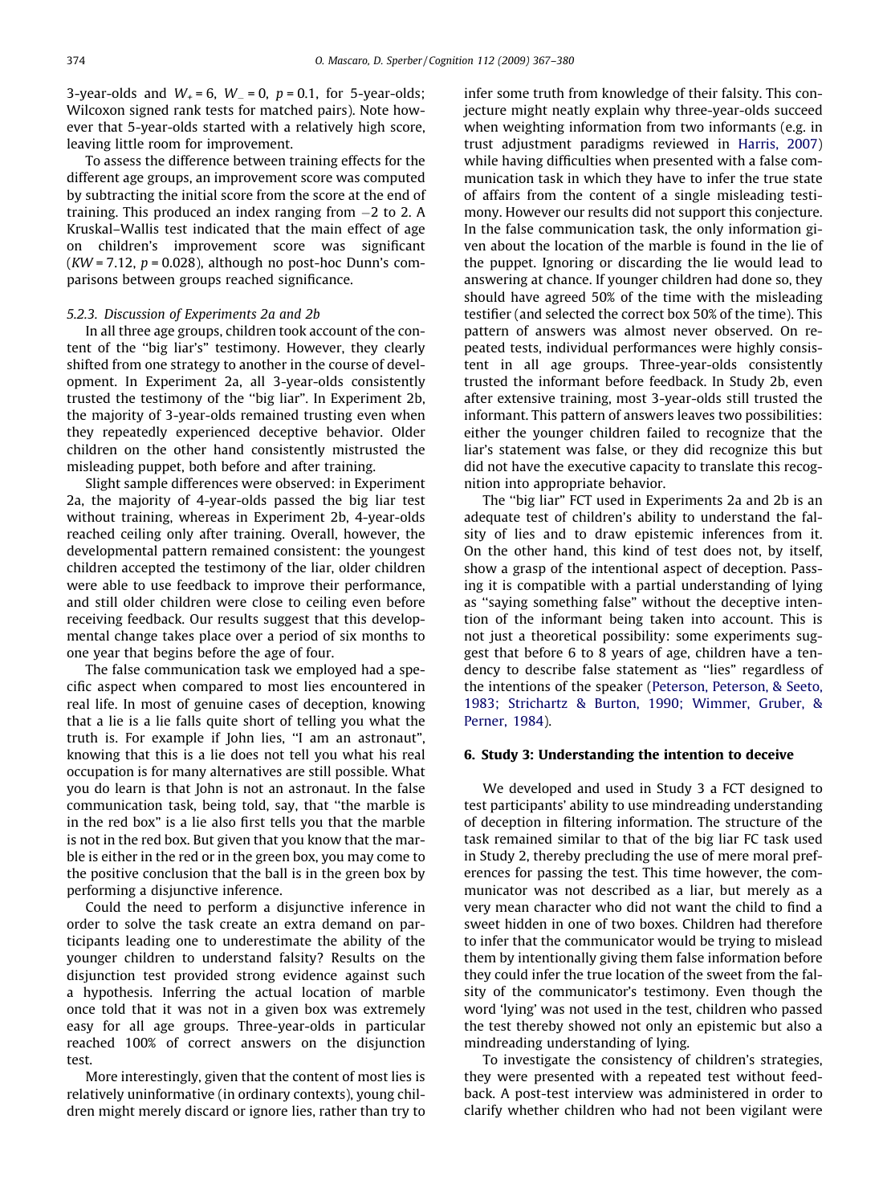3-year-olds and $W_+ = 6$, $W_- = 0$, $p = 0.1$, for 5-year-olds; Wilcoxon signed rank tests for matched pairs). Note however that 5-year-olds started with a relatively high score, leaving little room for improvement.

To assess the difference between training effects for the different age groups, an improvement score was computed by subtracting the initial score from the score at the end of training. This produced an index ranging from −2 to 2. A Kruskal–Wallis test indicated that the main effect of age on children's improvement score was significant ($KW = 7.12$, $p = 0.028$), although no post-hoc Dunn's comparisons between groups reached significance.

#### 5.2.3. Discussion of Experiments 2a and 2b

In all three age groups, children took account of the content of the "big liar's" testimony. However, they clearly shifted from one strategy to another in the course of development. In Experiment 2a, all 3-year-olds consistently trusted the testimony of the "big liar". In Experiment 2b, the majority of 3-year-olds remained trusting even when they repeatedly experienced deceptive behavior. Older children on the other hand consistently mistrusted the misleading puppet, both before and after training.

Slight sample differences were observed: in Experiment 2a, the majority of 4-year-olds passed the big liar test without training, whereas in Experiment 2b, 4-year-olds reached ceiling only after training. Overall, however, the developmental pattern remained consistent: the youngest children accepted the testimony of the liar, older children were able to use feedback to improve their performance, and still older children were close to ceiling even before receiving feedback. Our results suggest that this developmental change takes place over a period of six months to one year that begins before the age of four.

The false communication task we employed had a specific aspect when compared to most lies encountered in real life. In most of genuine cases of deception, knowing that a lie is a lie falls quite short of telling you what the truth is. For example if John lies, "I am an astronaut", knowing that this is a lie does not tell you what his real occupation is for many alternatives are still possible. What you do learn is that John is not an astronaut. In the false communication task, being told, say, that "the marble is in the red box" is a lie also first tells you that the marble is not in the red box. But given that you know that the marble is either in the red or in the green box, you may come to the positive conclusion that the ball is in the green box by performing a disjunctive inference.

Could the need to perform a disjunctive inference in order to solve the task create an extra demand on participants leading one to underestimate the ability of the younger children to understand falsity? Results on the disjunction test provided strong evidence against such a hypothesis. Inferring the actual location of marble once told that it was not in a given box was extremely easy for all age groups. Three-year-olds in particular reached 100% of correct answers on the disjunction test.

More interestingly, given that the content of most lies is relatively uninformative (in ordinary contexts), young children might merely discard or ignore lies, rather than try to infer some truth from knowledge of their falsity. This conjecture might neatly explain why three-year-olds succeed when weighting information from two informants (e.g. in trust adjustment paradigms reviewed in Harris, 2007) while having difficulties when presented with a false communication task in which they have to infer the true state of affairs from the content of a single misleading testimony. However our results did not support this conjecture. In the false communication task, the only information given about the location of the marble is found in the lie of the puppet. Ignoring or discarding the lie would lead to answering at chance. If younger children had done so, they should have agreed 50% of the time with the misleading testifier (and selected the correct box 50% of the time). This pattern of answers was almost never observed. On repeated tests, individual performances were highly consistent in all age groups. Three-year-olds consistently trusted the informant before feedback. In Study 2b, even after extensive training, most 3-year-olds still trusted the informant. This pattern of answers leaves two possibilities: either the younger children failed to recognize that the liar's statement was false, or they did recognize this but did not have the executive capacity to translate this recognition into appropriate behavior.

The "big liar" FCT used in Experiments 2a and 2b is an adequate test of children's ability to understand the falsity of lies and to draw epistemic inferences from it. On the other hand, this kind of test does not, by itself, show a grasp of the intentional aspect of deception. Passing it is compatible with a partial understanding of lying as "saying something false" without the deceptive intention of the informant being taken into account. This is not just a theoretical possibility: some experiments suggest that before 6 to 8 years of age, children have a tendency to describe false statement as "lies" regardless of the intentions of the speaker (Peterson, Peterson, & Seeto, 1983; Strichartz & Burton, 1990; Wimmer, Gruber, & Perner, 1984).

## 6. Study 3: Understanding the intention to deceive

We developed and used in Study 3 a FCT designed to test participants' ability to use mindreading understanding of deception in filtering information. The structure of the task remained similar to that of the big liar FC task used in Study 2, thereby precluding the use of mere moral preferences for passing the test. This time however, the communicator was not described as a liar, but merely as a very mean character who did not want the child to find a sweet hidden in one of two boxes. Children had therefore to infer that the communicator would be trying to mislead them by intentionally giving them false information before they could infer the true location of the sweet from the falsity of the communicator's testimony. Even though the word 'lying' was not used in the test, children who passed the test thereby showed not only an epistemic but also a mindreading understanding of lying.

To investigate the consistency of children's strategies, they were presented with a repeated test without feedback. A post-test interview was administered in order to clarify whether children who had not been vigilant were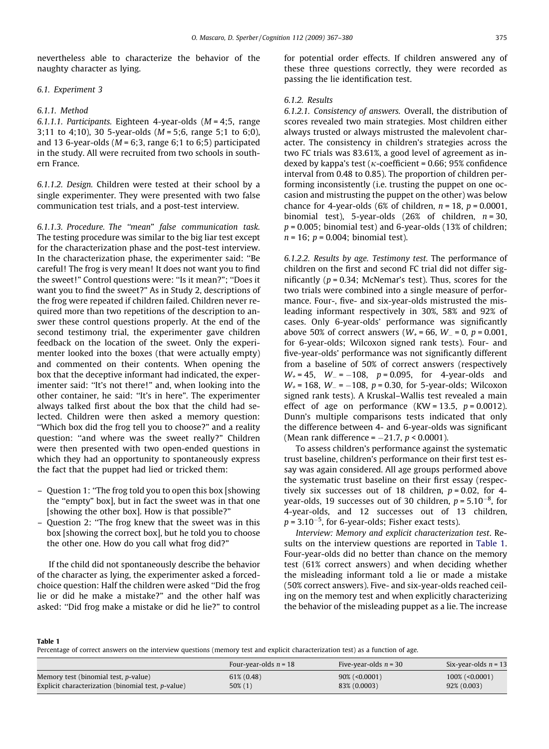nevertheless able to characterize the behavior of the naughty character as lying.

### 6.1. Experiment 3

#### 6.1.1. Method

*6.1.1.1. Participants.* Eighteen 4-year-olds (*M* = 4;5, range 3;11 to 4;10), 30 5-year-olds (*M* = 5;6, range 5;1 to 6;0), and 13 6-year-olds (*M* = 6;3, range 6;1 to 6;5) participated in the study. All were recruited from two schools in southern France.

*6.1.1.2. Design.* Children were tested at their school by a single experimenter. They were presented with two false communication test trials, and a post-test interview.

*6.1.1.3. Procedure. The "mean" false communication task.* The testing procedure was similar to the big liar test except for the characterization phase and the post-test interview. In the characterization phase, the experimenter said: "Be careful! The frog is very mean! It does not want you to find the sweet!" Control questions were: "Is it mean?"; "Does it want you to find the sweet?" As in Study 2, descriptions of the frog were repeated if children failed. Children never required more than two repetitions of the description to answer these control questions properly. At the end of the second testimony trial, the experimenter gave children feedback on the location of the sweet. Only the experimenter looked into the boxes (that were actually empty) and commented on their contents. When opening the box that the deceptive informant had indicated, the experimenter said: "It's not there!" and, when looking into the other container, he said: "It's in here". The experimenter always talked first about the box that the child had selected. Children were then asked a memory question: "Which box did the frog tell you to choose?" and a reality question: "and where was the sweet really?" Children were then presented with two open-ended questions in which they had an opportunity to spontaneously express the fact that the puppet had lied or tricked them:

- Question 1: "The frog told you to open this box [showing the "empty" box], but in fact the sweet was in that one [showing the other box]. How is that possible?"
- Question 2: "The frog knew that the sweet was in this box [showing the correct box], but he told you to choose the other one. How do you call what frog did?"

If the child did not spontaneously describe the behavior of the character as lying, the experimenter asked a forced-choice question: Half the children were asked "Did the frog lie or did he make a mistake?" and the other half was asked: "Did frog make a mistake or did he lie?" to control for potential order effects. If children answered any of these three questions correctly, they were recorded as passing the lie identification test.

#### 6.1.2. Results

*6.1.2.1. Consistency of answers.* Overall, the distribution of scores revealed two main strategies. Most children either always trusted or always mistrusted the malevolent character. The consistency in children's strategies across the two FC trials was 83.61%, a good level of agreement as indexed by kappa's test ($\kappa$-coefficient = 0.66; 95% confidence interval from 0.48 to 0.85). The proportion of children performing inconsistently (i.e. trusting the puppet on one occasion and mistrusting the puppet on the other) was below chance for 4-year-olds (6% of children, $n = 18$, $p = 0.0001$, binomial test), 5-year-olds (26% of children, $n = 30$, $p = 0.005$; binomial test) and 6-year-olds (13% of children; $n = 16$; $p = 0.004$; binomial test).

*6.1.2.2. Results by age. Testimony test.* The performance of children on the first and second FC trial did not differ significantly ($p = 0.34$; McNemar's test). Thus, scores for the two trials were combined into a single measure of performance. Four-, five- and six-year-olds mistrusted the misleading informant respectively in 30%, 58% and 92% of cases. Only 6-year-olds' performance was significantly above 50% of correct answers ($W_+ = 66$, $W_- = 0$, $p = 0.001$, for 6-year-olds; Wilcoxon signed rank tests). Four- and five-year-olds' performance was not significantly different from a baseline of 50% of correct answers (respectively $W_+ = 45$, $W_- = -108$, $p = 0.095$, for 4-year-olds and $W_+ = 168$, $W_- = -108$, $p = 0.30$, for 5-year-olds; Wilcoxon signed rank tests). A Kruskal–Wallis test revealed a main effect of age on performance (KW = 13.5, $p = 0.0012$). Dunn's multiple comparisons tests indicated that only the difference between 4- and 6-year-olds was significant (Mean rank difference = −21.7, $p < 0.0001$).

To assess children's performance against the systematic trust baseline, children's performance on their first test essay was again considered. All age groups performed above the systematic trust baseline on their first essay (respectively six successes out of 18 children, $p = 0.02$, for 4-year-olds, 19 successes out of 30 children, $p = 5.10^{-8}$, for 4-year-olds, and 12 successes out of 13 children, $p = 3.10^{-5}$, for 6-year-olds; Fisher exact tests).

*Interview: Memory and explicit characterization test.* Results on the interview questions are reported in Table 1. Four-year-olds did no better than chance on the memory test (61% correct answers) and when deciding whether the misleading informant told a lie or made a mistake (50% correct answers). Five- and six-year-olds reached ceiling on the memory test and when explicitly characterizing the behavior of the misleading puppet as a lie. The increase

**Table 1**
Percentage of correct answers on the interview questions (memory test and explicit characterization test) as a function of age.

| | Four-year-olds $n = 18$ | Five-year-olds $n = 30$ | Six-year-olds $n = 13$ |
|---|---|---|---|
| Memory test (binomial test, *p*-value) | 61% (0.48) | 90% (<0.0001) | 100% (<0.0001) |
| Explicit characterization (binomial test, *p*-value) | 50% (1) | 83% (0.0003) | 92% (0.003) |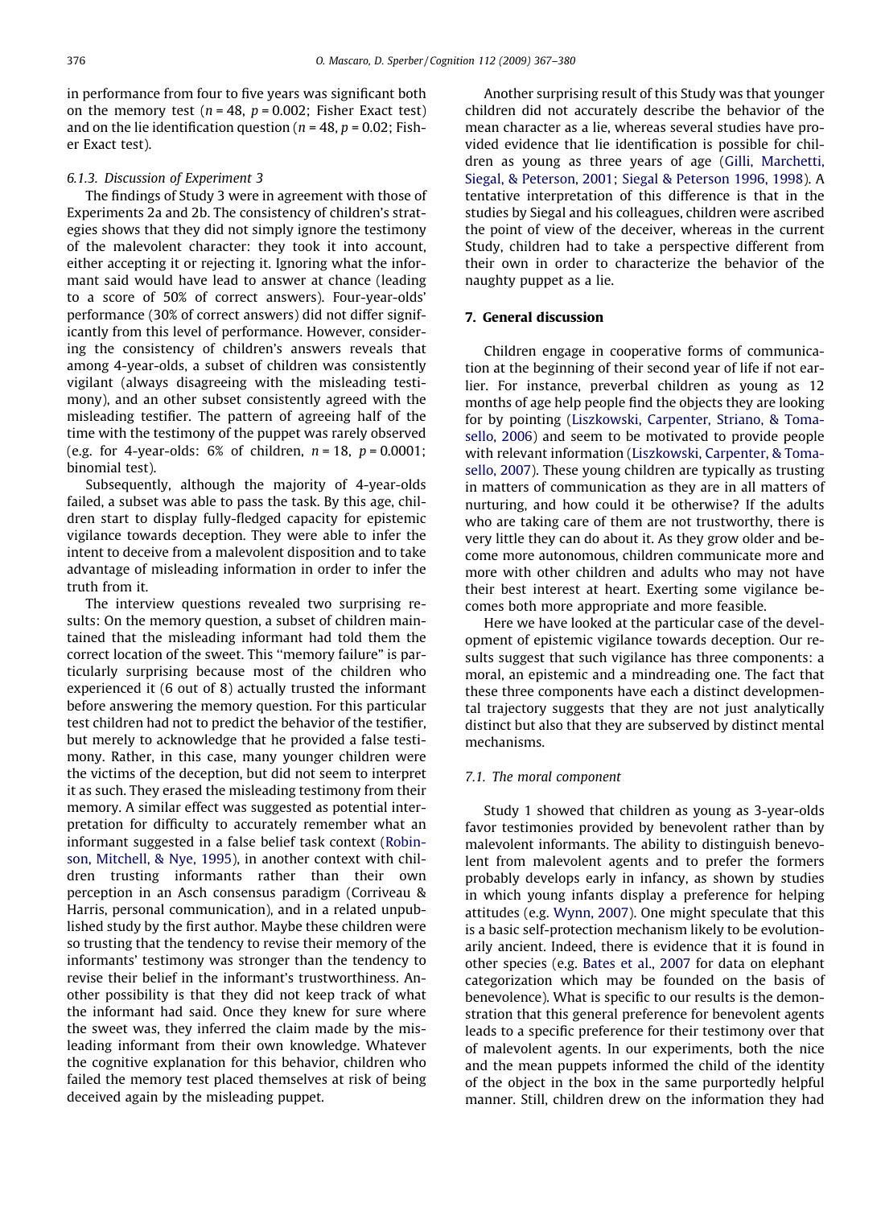in performance from four to five years was significant both on the memory test ($n = 48$, $p = 0.002$; Fisher Exact test) and on the lie identification question ($n = 48$, $p = 0.02$; Fisher Exact test).

#### 6.1.3. Discussion of Experiment 3

The findings of Study 3 were in agreement with those of Experiments 2a and 2b. The consistency of children's strategies shows that they did not simply ignore the testimony of the malevolent character: they took it into account, either accepting it or rejecting it. Ignoring what the informant said would have lead to answer at chance (leading to a score of 50% of correct answers). Four-year-olds' performance (30% of correct answers) did not differ significantly from this level of performance. However, considering the consistency of children's answers reveals that among 4-year-olds, a subset of children was consistently vigilant (always disagreeing with the misleading testimony), and an other subset consistently agreed with the misleading testifier. The pattern of agreeing half of the time with the testimony of the puppet was rarely observed (e.g. for 4-year-olds: 6% of children, $n = 18$, $p = 0.0001$; binomial test).

Subsequently, although the majority of 4-year-olds failed, a subset was able to pass the task. By this age, children start to display fully-fledged capacity for epistemic vigilance towards deception. They were able to infer the intent to deceive from a malevolent disposition and to take advantage of misleading information in order to infer the truth from it.

The interview questions revealed two surprising results: On the memory question, a subset of children maintained that the misleading informant had told them the correct location of the sweet. This "memory failure" is particularly surprising because most of the children who experienced it (6 out of 8) actually trusted the informant before answering the memory question. For this particular test children had not to predict the behavior of the testifier, but merely to acknowledge that he provided a false testimony. Rather, in this case, many younger children were the victims of the deception, but did not seem to interpret it as such. They erased the misleading testimony from their memory. A similar effect was suggested as potential interpretation for difficulty to accurately remember what an informant suggested in a false belief task context (Robinson, Mitchell, & Nye, 1995), in another context with children trusting informants rather than their own perception in an Asch consensus paradigm (Corriveau & Harris, personal communication), and in a related unpublished study by the first author. Maybe these children were so trusting that the tendency to revise their memory of the informants' testimony was stronger than the tendency to revise their belief in the informant's trustworthiness. Another possibility is that they did not keep track of what the informant had said. Once they knew for sure where the sweet was, they inferred the claim made by the misleading informant from their own knowledge. Whatever the cognitive explanation for this behavior, children who failed the memory test placed themselves at risk of being deceived again by the misleading puppet.

Another surprising result of this Study was that younger children did not accurately describe the behavior of the mean character as a lie, whereas several studies have provided evidence that lie identification is possible for children as young as three years of age (Gilli, Marchetti, Siegal, & Peterson, 2001; Siegal & Peterson 1996, 1998). A tentative interpretation of this difference is that in the studies by Siegal and his colleagues, children were ascribed the point of view of the deceiver, whereas in the current Study, children had to take a perspective different from their own in order to characterize the behavior of the naughty puppet as a lie.

## 7. General discussion

Children engage in cooperative forms of communication at the beginning of their second year of life if not earlier. For instance, preverbal children as young as 12 months of age help people find the objects they are looking for by pointing (Liszkowski, Carpenter, Striano, & Tomasello, 2006) and seem to be motivated to provide people with relevant information (Liszkowski, Carpenter, & Tomasello, 2007). These young children are typically as trusting in matters of communication as they are in all matters of nurturing, and how could it be otherwise? If the adults who are taking care of them are not trustworthy, there is very little they can do about it. As they grow older and become more autonomous, children communicate more and more with other children and adults who may not have their best interest at heart. Exerting some vigilance becomes both more appropriate and more feasible.

Here we have looked at the particular case of the development of epistemic vigilance towards deception. Our results suggest that such vigilance has three components: a moral, an epistemic and a mindreading one. The fact that these three components have each a distinct developmental trajectory suggests that they are not just analytically distinct but also that they are subserved by distinct mental mechanisms.

### 7.1. The moral component

Study 1 showed that children as young as 3-year-olds favor testimonies provided by benevolent rather than by malevolent informants. The ability to distinguish benevolent from malevolent agents and to prefer the formers probably develops early in infancy, as shown by studies in which young infants display a preference for helping attitudes (e.g. Wynn, 2007). One might speculate that this is a basic self-protection mechanism likely to be evolutionarily ancient. Indeed, there is evidence that it is found in other species (e.g. Bates et al., 2007 for data on elephant categorization which may be founded on the basis of benevolence). What is specific to our results is the demonstration that this general preference for benevolent agents leads to a specific preference for their testimony over that of malevolent agents. In our experiments, both the nice and the mean puppets informed the child of the identity of the object in the box in the same purportedly helpful manner. Still, children drew on the information they had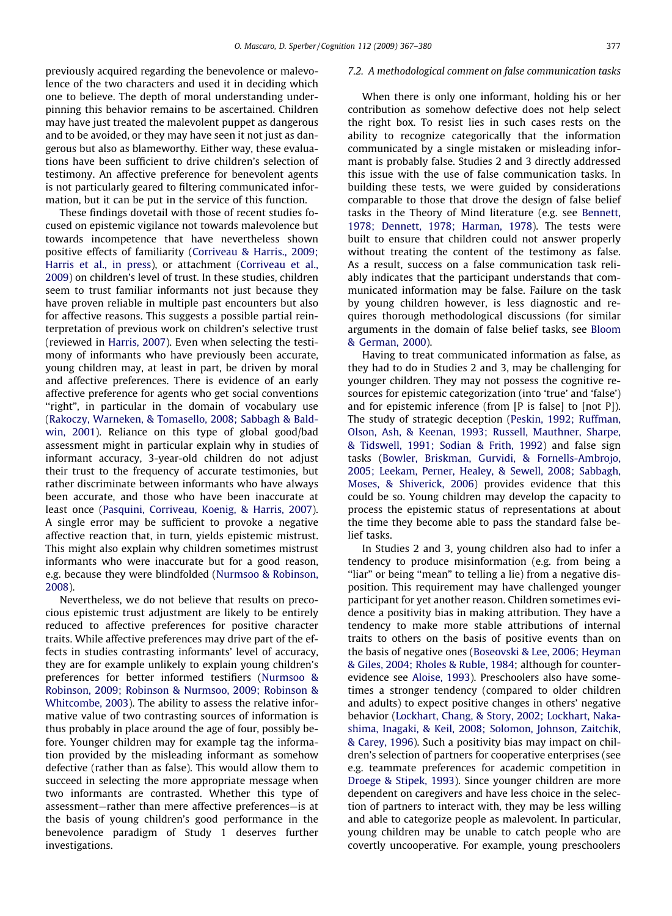previously acquired regarding the benevolence or malevolence of the two characters and used it in deciding which one to believe. The depth of moral understanding underpinning this behavior remains to be ascertained. Children may have just treated the malevolent puppet as dangerous and to be avoided, or they may have seen it not just as dangerous but also as blameworthy. Either way, these evaluations have been sufficient to drive children's selection of testimony. An affective preference for benevolent agents is not particularly geared to filtering communicated information, but it can be put in the service of this function.

These findings dovetail with those of recent studies focused on epistemic vigilance not towards malevolence but towards incompetence that have nevertheless shown positive effects of familiarity (Corriveau & Harris., 2009; Harris et al., in press), or attachment (Corriveau et al., 2009) on children's level of trust. In these studies, children seem to trust familiar informants not just because they have proven reliable in multiple past encounters but also for affective reasons. This suggests a possible partial reinterpretation of previous work on children's selective trust (reviewed in Harris, 2007). Even when selecting the testimony of informants who have previously been accurate, young children may, at least in part, be driven by moral and affective preferences. There is evidence of an early affective preference for agents who get social conventions "right", in particular in the domain of vocabulary use (Rakoczy, Warneken, & Tomasello, 2008; Sabbagh & Baldwin, 2001). Reliance on this type of global good/bad assessment might in particular explain why in studies of informant accuracy, 3-year-old children do not adjust their trust to the frequency of accurate testimonies, but rather discriminate between informants who have always been accurate, and those who have been inaccurate at least once (Pasquini, Corriveau, Koenig, & Harris, 2007). A single error may be sufficient to provoke a negative affective reaction that, in turn, yields epistemic mistrust. This might also explain why children sometimes mistrust informants who were inaccurate but for a good reason, e.g. because they were blindfolded (Nurmsoo & Robinson, 2008).

Nevertheless, we do not believe that results on precocious epistemic trust adjustment are likely to be entirely reduced to affective preferences for positive character traits. While affective preferences may drive part of the effects in studies contrasting informants' level of accuracy, they are for example unlikely to explain young children's preferences for better informed testifiers (Nurmsoo & Robinson, 2009; Robinson & Nurmsoo, 2009; Robinson & Whitcombe, 2003). The ability to assess the relative informative value of two contrasting sources of information is thus probably in place around the age of four, possibly before. Younger children may for example tag the information provided by the misleading informant as somehow defective (rather than as false). This would allow them to succeed in selecting the more appropriate message when two informants are contrasted. Whether this type of assessment—rather than mere affective preferences—is at the basis of young children's good performance in the benevolence paradigm of Study 1 deserves further investigations.

### 7.2. A methodological comment on false communication tasks

When there is only one informant, holding his or her contribution as somehow defective does not help select the right box. To resist lies in such cases rests on the ability to recognize categorically that the information communicated by a single mistaken or misleading informant is probably false. Studies 2 and 3 directly addressed this issue with the use of false communication tasks. In building these tests, we were guided by considerations comparable to those that drove the design of false belief tasks in the Theory of Mind literature (e.g. see Bennett, 1978; Dennett, 1978; Harman, 1978). The tests were built to ensure that children could not answer properly without treating the content of the testimony as false. As a result, success on a false communication task reliably indicates that the participant understands that communicated information may be false. Failure on the task by young children however, is less diagnostic and requires thorough methodological discussions (for similar arguments in the domain of false belief tasks, see Bloom & German, 2000).

Having to treat communicated information as false, as they had to do in Studies 2 and 3, may be challenging for younger children. They may not possess the cognitive resources for epistemic categorization (into 'true' and 'false') and for epistemic inference (from [P is false] to [not P]). The study of strategic deception (Peskin, 1992; Ruffman, Olson, Ash, & Keenan, 1993; Russell, Mauthner, Sharpe, & Tidswell, 1991; Sodian & Frith, 1992) and false sign tasks (Bowler, Briskman, Gurvidi, & Fornells-Ambrojo, 2005; Leekam, Perner, Healey, & Sewell, 2008; Sabbagh, Moses, & Shiverick, 2006) provides evidence that this could be so. Young children may develop the capacity to process the epistemic status of representations at about the time they become able to pass the standard false belief tasks.

In Studies 2 and 3, young children also had to infer a tendency to produce misinformation (e.g. from being a "liar" or being "mean" to telling a lie) from a negative disposition. This requirement may have challenged younger participant for yet another reason. Children sometimes evidence a positivity bias in making attribution. They have a tendency to make more stable attributions of internal traits to others on the basis of positive events than on the basis of negative ones (Boseovski & Lee, 2006; Heyman & Giles, 2004; Rholes & Ruble, 1984; although for counter-evidence see Aloise, 1993). Preschoolers also have sometimes a stronger tendency (compared to older children and adults) to expect positive changes in others' negative behavior (Lockhart, Chang, & Story, 2002; Lockhart, Nakashima, Inagaki, & Keil, 2008; Solomon, Johnson, Zaitchik, & Carey, 1996). Such a positivity bias may impact on children's selection of partners for cooperative enterprises (see e.g. teammate preferences for academic competition in Droege & Stipek, 1993). Since younger children are more dependent on caregivers and have less choice in the selection of partners to interact with, they may be less willing and able to categorize people as malevolent. In particular, young children may be unable to catch people who are covertly uncooperative. For example, young preschoolers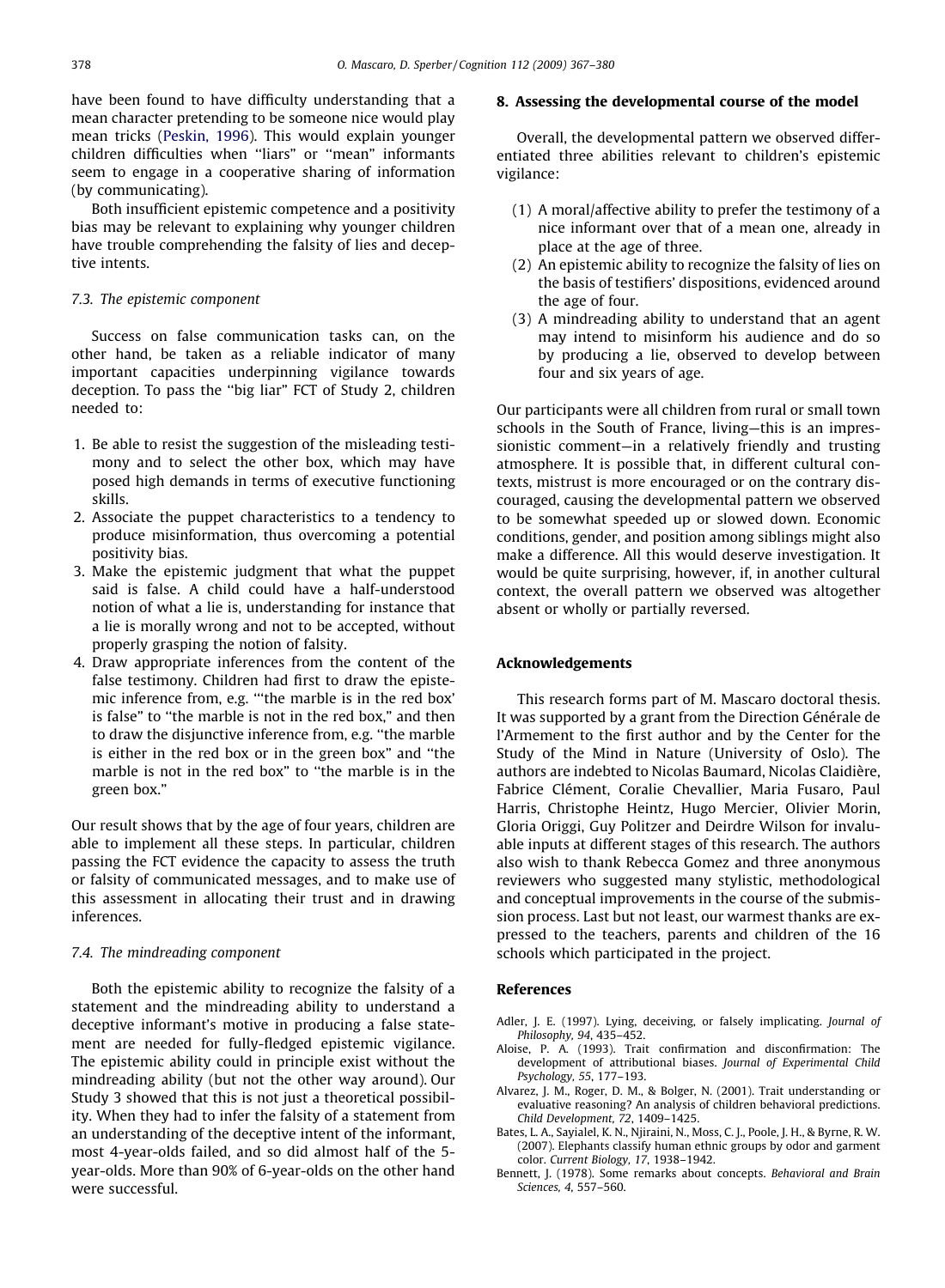have been found to have difficulty understanding that a mean character pretending to be someone nice would play mean tricks (Peskin, 1996). This would explain younger children difficulties when ''liars'' or ''mean'' informants seem to engage in a cooperative sharing of information (by communicating).

Both insufficient epistemic competence and a positivity bias may be relevant to explaining why younger children have trouble comprehending the falsity of lies and deceptive intents.

### 7.3. The epistemic component

Success on false communication tasks can, on the other hand, be taken as a reliable indicator of many important capacities underpinning vigilance towards deception. To pass the ''big liar'' FCT of Study 2, children needed to:

1. Be able to resist the suggestion of the misleading testimony and to select the other box, which may have posed high demands in terms of executive functioning skills.
2. Associate the puppet characteristics to a tendency to produce misinformation, thus overcoming a potential positivity bias.
3. Make the epistemic judgment that what the puppet said is false. A child could have a half-understood notion of what a lie is, understanding for instance that a lie is morally wrong and not to be accepted, without properly grasping the notion of falsity.
4. Draw appropriate inferences from the content of the false testimony. Children had first to draw the epistemic inference from, e.g. '''the marble is in the red box' is false'' to ''the marble is not in the red box,'' and then to draw the disjunctive inference from, e.g. ''the marble is either in the red box or in the green box'' and ''the marble is not in the red box'' to ''the marble is in the green box.''

Our result shows that by the age of four years, children are able to implement all these steps. In particular, children passing the FCT evidence the capacity to assess the truth or falsity of communicated messages, and to make use of this assessment in allocating their trust and in drawing inferences.

### 7.4. The mindreading component

Both the epistemic ability to recognize the falsity of a statement and the mindreading ability to understand a deceptive informant's motive in producing a false statement are needed for fully-fledged epistemic vigilance. The epistemic ability could in principle exist without the mindreading ability (but not the other way around). Our Study 3 showed that this is not just a theoretical possibility. When they had to infer the falsity of a statement from an understanding of the deceptive intent of the informant, most 4-year-olds failed, and so did almost half of the 5-year-olds. More than 90% of 6-year-olds on the other hand were successful.

## 8. Assessing the developmental course of the model

Overall, the developmental pattern we observed differentiated three abilities relevant to children's epistemic vigilance:

(1) A moral/affective ability to prefer the testimony of a nice informant over that of a mean one, already in place at the age of three.
(2) An epistemic ability to recognize the falsity of lies on the basis of testifiers' dispositions, evidenced around the age of four.
(3) A mindreading ability to understand that an agent may intend to misinform his audience and do so by producing a lie, observed to develop between four and six years of age.

Our participants were all children from rural or small town schools in the South of France, living—this is an impressionistic comment—in a relatively friendly and trusting atmosphere. It is possible that, in different cultural contexts, mistrust is more encouraged or on the contrary discouraged, causing the developmental pattern we observed to be somewhat speeded up or slowed down. Economic conditions, gender, and position among siblings might also make a difference. All this would deserve investigation. It would be quite surprising, however, if, in another cultural context, the overall pattern we observed was altogether absent or wholly or partially reversed.

## Acknowledgements

This research forms part of M. Mascaro doctoral thesis. It was supported by a grant from the Direction Générale de l'Armement to the first author and by the Center for the Study of the Mind in Nature (University of Oslo). The authors are indebted to Nicolas Baumard, Nicolas Claidière, Fabrice Clément, Coralie Chevallier, Maria Fusaro, Paul Harris, Christophe Heintz, Hugo Mercier, Olivier Morin, Gloria Origgi, Guy Politzer and Deirdre Wilson for invaluable inputs at different stages of this research. The authors also wish to thank Rebecca Gomez and three anonymous reviewers who suggested many stylistic, methodological and conceptual improvements in the course of the submission process. Last but not least, our warmest thanks are expressed to the teachers, parents and children of the 16 schools which participated in the project.

## References

Adler, J. E. (1997). Lying, deceiving, or falsely implicating. *Journal of Philosophy, 94*, 435–452.

Aloise, P. A. (1993). Trait confirmation and disconfirmation: The development of attributional biases. *Journal of Experimental Child Psychology, 55*, 177–193.

Alvarez, J. M., Roger, D. M., & Bolger, N. (2001). Trait understanding or evaluative reasoning? An analysis of children behavioral predictions. *Child Development, 72*, 1409–1425.

Bates, L. A., Sayialel, K. N., Njiraini, N., Moss, C. J., Poole, J. H., & Byrne, R. W. (2007). Elephants classify human ethnic groups by odor and garment color. *Current Biology, 17*, 1938–1942.

Bennett, J. (1978). Some remarks about concepts. *Behavioral and Brain Sciences, 4*, 557–560.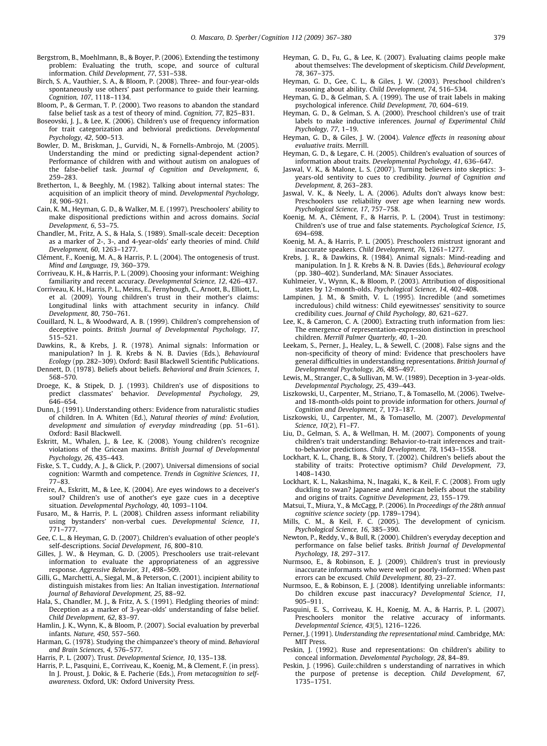Bergstrom, B., Moehlmann, B., & Boyer, P. (2006). Extending the testimony problem: Evaluating the truth, scope, and source of cultural information. *Child Development, 77*, 531–538.

Birch, S. A., Vauthier, S. A., & Bloom, P. (2008). Three- and four-year-olds spontaneously use others' past performance to guide their learning. *Cognition, 107*, 1118–1134.

Bloom, P., & German, T. P. (2000). Two reasons to abandon the standard false belief task as a test of theory of mind. *Cognition, 77*, B25–B31.

Boseovski, J. J., & Lee, K. (2006). Children's use of frequency information for trait categorization and behvioral predictions. *Developmental Psychology, 42*, 500–513.

Bowler, D. M., Briskman, J., Gurvidi, N., & Fornells-Ambrojo, M. (2005). Understanding the mind or predicting signal-dependent action? Performance of children with and without autism on analogues of the false-belief task. *Journal of Cognition and Development, 6*, 259–283.

Bretherton, I., & Beeghly, M. (1982). Talking about internal states: The acquisition of an implicit theory of mind. *Developmental Psychology, 18*, 906–921.

Cain, K. M., Heyman, G. D., & Walker, M. E. (1997). Preschoolers' ability to make dispositional predictions within and across domains. *Social Development, 6*, 53–75.

Chandler, M., Fritz, A. S., & Hala, S. (1989). Small-scale deceit: Deception as a marker of 2-, 3-, and 4-year-olds' early theories of mind. *Child Development, 60*, 1263–1277.

Clément, F., Koenig, M. A., & Harris, P. L. (2004). The ontogenesis of trust. *Mind and Language, 19*, 360–379.

Corriveau, K. H., & Harris, P. L. (2009). Choosing your informant: Weighing familiarity and recent accuracy. *Developmental Science, 12*, 426–437.

Corriveau, K. H., Harris, P. L., Meins, E., Fernyhough, C., Arnott, B., Elliott, L., et al. (2009). Young children's trust in their mother's claims: Longitudinal links with attachment security in infancy. *Child Development, 80*, 750–761.

Couillard, N. L., & Woodward, A. B. (1999). Children's comprehension of deceptive points. *British Journal of Developmental Psychology, 17*, 515–521.

Dawkins, R., & Krebs, J. R. (1978). Animal signals: Information or manipulation? In J. R. Krebs & N. B. Davies (Eds.), *Behavioural Ecology* (pp. 282–309). Oxford: Basil Blackwell Scientific Publications.

Dennett, D. (1978). Beliefs about beliefs. *Behavioral and Brain Sciences, 1*, 568–570.

Droege, K., & Stipek, D. J. (1993). Children's use of dispositions to predict classmates' behavior. *Developmental Psychology, 29*, 646–654.

Dunn, J. (1991). Understanding others: Evidence from naturalistic studies of children. In A. Whiten (Ed.), *Natural theories of mind: Evolution, development and simulation of everyday mindreading* (pp. 51–61). Oxford: Basil Blackwell.

Eskritt, M., Whalen, J., & Lee, K. (2008). Young children's recognize violations of the Gricean maxims. *British Journal of Developmental Psychology, 26*, 435–443.

Fiske, S. T., Cuddy, A. J., & Glick, P. (2007). Universal dimensions of social cognition: Warmth and competence. *Trends in Cognitive Sciences, 11*, 77–83.

Freire, A., Eskritt, M., & Lee, K. (2004). Are eyes windows to a deceiver's soul? Children's use of another's eye gaze cues in a deceptive situation. *Developmental Psychology, 40*, 1093–1104.

Fusaro, M., & Harris, P. L. (2008). Children assess informant reliability using bystanders' non-verbal cues. *Developmental Science, 11*, 771–777.

Gee, C. L., & Heyman, G. D. (2007). Children's evaluation of other people's self-descriptions. *Social Development, 16*, 800–810.

Gilles, J. W., & Heyman, G. D. (2005). Preschoolers use trait-relevant information to evaluate the appropriateness of an aggressive response. *Aggressive Behavior, 31*, 498–509.

Gilli, G., Marchetti, A., Siegal, M., & Peterson, C. (2001). incipient ability to distinguish mistakes from lies: An Italian investigation. *International Journal of Behavioral Development, 25*, 88–92.

Hala, S., Chandler, M. J., & Fritz, A. S. (1991). Fledgling theories of mind: Deception as a marker of 3-year-olds' understanding of false belief. *Child Development, 62*, 83–97.

Hamlin, J. K., Wynn, K., & Bloom, P. (2007). Social evaluation by preverbal infants. *Nature, 450*, 557–560.

Harman, G. (1978). Studying the chimpanzee's theory of mind. *Behavioral and Brain Sciences, 4*, 576–577.

Harris, P. L. (2007). Trust. *Developmental Science, 10*, 135–138.

Harris, P. L., Pasquini, E., Corriveau, K., Koenig, M., & Clement, F. (in press). In J. Proust, J. Dokic, & E. Pacherie (Eds.), *From metacognition to self-awareness*. Oxford, UK: Oxford University Press.

Heyman, G. D., Fu, G., & Lee, K. (2007). Evaluating claims people make about themselves: The development of skepticism. *Child Development, 78*, 367–375.

Heyman, G. D., Gee, C. L., & Giles, J. W. (2003). Preschool children's reasoning about ability. *Child Development, 74*, 516–534.

Heyman, G. D., & Gelman, S. A. (1999). The use of trait labels in making psychological inference. *Child Development, 70*, 604–619.

Heyman, G. D., & Gelman, S. A. (2000). Preschool children's use of trait labels to make inductive inferences. *Journal of Experimental Child Psychology, 77*, 1–19.

Heyman, G. D., & Giles, J. W. (2004). *Valence effects in reasoning about evaluative traits*. Merrill.

Heyman, G. D., & Legare, C. H. (2005). Children's evaluation of sources of information about traits. *Developmental Psychology, 41*, 636–647.

Jaswal, V. K., & Malone, L. S. (2007). Turning believers into skeptics: 3-years-old sentivity to cues to credibility. *Journal of Cognition and Development, 8*, 263–283.

Jaswal, V. K., & Neely, L. A. (2006). Adults don't always know best: Preschoolers use reliability over age when learning new words. *Psychological Science, 17*, 757–758.

Koenig, M. A., Clément, F., & Harris, P. L. (2004). Trust in testimony: Children's use of true and false statements. *Psychological Science, 15*, 694–698.

Koenig, M. A., & Harris, P. L. (2005). Preschoolers mistrust ignorant and inaccurate speakers. *Child Development, 76*, 1261–1277.

Krebs, J. R., & Dawkins, R. (1984). Animal signals: Mind-reading and manipulation. In J. R. Krebs & N. B. Davies (Eds.), *Behavioural ecology* (pp. 380–402). Sunderland, MA: Sinauer Associates.

Kuhlmeier, V., Wynn, K., & Bloom, P. (2003). Attribution of dispositional states by 12-month-olds. *Psychological Science, 14*, 402–408.

Lampinen, J. M., & Smith, V. L. (1995). Incredible (and sometimes incredulous) child witness: Child eyewitnesses' sensitivity to source credibility cues. *Journal of Child Psychology, 80*, 621–627.

Lee, K., & Cameron, C. A. (2000). Extracting truth information from lies: The emergence of representation-expression distinction in preschool children. *Merrill Palmer Quarterly, 40*, 1–20.

Leekam, S., Perner, J., Healey, L., & Sewell, C. (2008). False signs and the non-specificity of theory of mind: Evidence that preschoolers have general difficulties in understanding representations. *British Journal of Developmental Psychology, 26*, 485–497.

Lewis, M., Stranger, C., & Sullivan, M. W. (1989). Deception in 3-year-olds. *Developmental Psychology, 25*, 439–443.

Liszkowski, U., Carpenter, M., Striano, T., & Tomasello, M. (2006). Twelve- and 18-month-olds point to provide information for others. *Journal of Cognition and Development, 7*, 173–187.

Liszkowski, U., Carpenter, M., & Tomasello, M. (2007). *Developmental Science, 10*(2), F1–F7.

Liu, D., Gelman, S. A., & Wellman, H. M. (2007). Components of young children's trait understanding: Behavior-to-trait inferences and trait-to-behavior predictions. *Child Development, 78*, 1543–1558.

Lockhart, K. L., Chang, B., & Story, T. (2002). Children's beliefs about the stability of traits: Protective optimism? *Child Development, 73*, 1408–1430.

Lockhart, K. L., Nakashima, N., Inagaki, K., & Keil, F. C. (2008). From ugly duckling to swan? Japanese and American beliefs about the stability and origins of traits. *Cognitive Development, 23*, 155–179.

Matsui, T., Miura, Y., & McCagg, P. (2006). In *Proceedings of the 28th annual cognitive science society* (pp. 1789–1794).

Mills, C. M., & Keil, F. C. (2005). The development of cynicism. *Psychological Science, 16*, 385–390.

Newton, P., Reddy, V., & Bull, R. (2000). Children's everyday deception and performance on false belief tasks. *British Journal of Developmental Psychology, 18*, 297–317.

Nurmsoo, E., & Robinson, E. J. (2009). Children's trust in previously inaccurate informants who were well or poorly-informed: When past errors can be excused. *Child Development, 80*, 23–27.

Nurmsoo, E., & Robinson, E. J. (2008). Identifying unreliable informants: Do children excuse past inaccuracy? *Developmental Science, 11*, 905–911.

Pasquini, E. S., Corriveau, K. H., Koenig, M. A., & Harris, P. L. (2007). Preschoolers monitor the relative accuracy of informants. *Developmental Science, 43*(5), 1216–1226.

Perner, J. (1991). *Understanding the representational mind*. Cambridge, MA: MIT Press.

Peskin, J. (1992). Ruse and representations: On children's ability to conceal information. *Develomental Psychology, 28*, 84–89.

Peskin, J. (1996). Guile:children s understanding of narratives in which the purpose of pretense is deception. *Child Development, 67*, 1735–1751.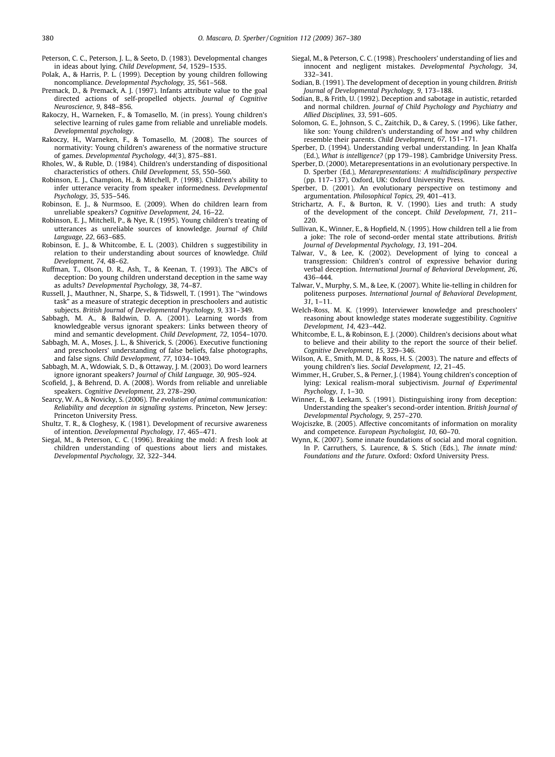Peterson, C. C., Peterson, J. L., & Seeto, D. (1983). Developmental changes in ideas about lying. *Child Development, 54*, 1529–1535.

Polak, A., & Harris, P. L. (1999). Deception by young children following noncompliance. *Developmental Psychology, 35*, 561–568.

Premack, D., & Premack, A. J. (1997). Infants attribute value to the goal directed actions of self-propelled objects. *Journal of Cognitive Neuroscience, 9*, 848–856.

Rakoczy, H., Warneken, F., & Tomasello, M. (in press). Young children's selective learning of rules game from reliable and unreliable models. *Developmental psychology*.

Rakoczy, H., Warneken, F., & Tomasello, M. (2008). The sources of normativity: Young children's awareness of the normative structure of games. *Developmental Psychology, 44*(3), 875–881.

Rholes, W., & Ruble, D. (1984). Children's understanding of dispositional characteristics of others. *Child Development, 55*, 550–560.

Robinson, E. J., Champion, H., & Mitchell, P. (1998). Children's ability to infer utterance veracity from speaker informedness. *Developmental Psychology, 35*, 535–546.

Robinson, E. J., & Nurmsoo, E. (2009). When do children learn from unreliable speakers? *Cognitive Development, 24*, 16–22.

Robinson, E. J., Mitchell, P., & Nye, R. (1995). Young children's treating of utterances as unreliable sources of knowledge. *Journal of Child Language, 22*, 663–685.

Robinson, E. J., & Whitcombe, E. L. (2003). Children s suggestibility in relation to their understanding about sources of knowledge. *Child Development, 74*, 48–62.

Ruffman, T., Olson, D. R., Ash, T., & Keenan, T. (1993). The ABC's of deception: Do young children understand deception in the same way as adults? *Developmental Psychology, 38*, 74–87.

Russell, J., Mauthner, N., Sharpe, S., & Tidswell, T. (1991). The "windows task" as a measure of strategic deception in preschoolers and autistic subjects. *British Journal of Developmental Psychology, 9*, 331–349.

Sabbagh, M. A., & Baldwin, D. A. (2001). Learning words from knowledgeable versus ignorant speakers: Links between theory of mind and semantic development. *Child Development, 72*, 1054–1070.

Sabbagh, M. A., Moses, J. L., & Shiverick, S. (2006). Executive functioning and preschoolers' understanding of false beliefs, false photographs, and false signs. *Child Development, 77*, 1034–1049.

Sabbagh, M. A., Wdowiak, S. D., & Ottaway, J. M. (2003). Do word learners ignore ignorant speakers? *Journal of Child Language, 30*, 905–924.

Scofield, J., & Behrend, D. A. (2008). Words from reliable and unreliable speakers. *Cognitive Development, 23*, 278–290.

Searcy, W. A., & Novicky, S. (2006). *The evolution of animal communication: Reliability and deception in signaling systems*. Princeton, New Jersey: Princeton University Press.

Shultz, T. R., & Cloghesy, K. (1981). Development of recursive awareness of intention. *Developmental Psychology, 17*, 465–471.

Siegal, M., & Peterson, C. C. (1996). Breaking the mold: A fresh look at children understanding of questions about liers and mistakes. *Developmental Psychology, 32*, 322–344.

Siegal, M., & Peterson, C. C. (1998). Preschoolers' understanding of lies and innocent and negligent mistakes. *Developmental Psychology, 34*, 332–341.

Sodian, B. (1991). The development of deception in young children. *British Journal of Developmental Psychology, 9*, 173–188.

Sodian, B., & Frith, U. (1992). Deception and sabotage in autistic, retarded and normal children. *Journal of Child Psychology and Psychiatry and Allied Disciplines, 33*, 591–605.

Solomon, G. E., Johnson, S. C., Zaitchik, D., & Carey, S. (1996). Like father, like son: Young children's understanding of how and why children resemble their parents. *Child Development, 67*, 151–171.

Sperber, D. (1994). Understanding verbal understanding. In Jean Khalfa (Ed.), *What is intelligence?* (pp 179–198). Cambridge University Press.

Sperber, D. (2000). Metarepresentations in an evolutionary perspective. In D. Sperber (Ed.), *Metarepresentations: A multidisciplinary perspective* (pp. 117–137). Oxford, UK: Oxford University Press.

Sperber, D. (2001). An evolutionary perspective on testimony and argumentation. *Philosophical Topics, 29*, 401–413.

Strichartz, A. F., & Burton, R. V. (1990). Lies and truth: A study of the development of the concept. *Child Development, 71*, 211–220.

Sullivan, K., Winner, E., & Hopfield, N. (1995). How children tell a lie from a joke: The role of second-order mental state attributions. *British Journal of Developmental Psychology, 13*, 191–204.

Talwar, V., & Lee, K. (2002). Development of lying to conceal a transgression: Children's control of expressive behavior during verbal deception. *International Journal of Behavioral Development, 26*, 436–444.

Talwar, V., Murphy, S. M., & Lee, K. (2007). White lie-telling in children for politeness purposes. *International Journal of Behavioral Development, 31*, 1–11.

Welch-Ross, M. K. (1999). Interviewer knowledge and preschoolers' reasoning about knowledge states moderate suggestibility. *Cognitive Development, 14*, 423–442.

Whitcombe, E. L., & Robinson, E. J. (2000). Children's decisions about what to believe and their ability to the report the source of their belief. *Cognitive Development, 15*, 329–346.

Wilson, A. E., Smith, M. D., & Ross, H. S. (2003). The nature and effects of young children's lies. *Social Development, 12*, 21–45.

Wimmer, H., Gruber, S., & Perner, J. (1984). Young children's conception of lying: Lexical realism-moral subjectivism. *Journal of Experimental Psychology, 1*, 1–30.

Winner, E., & Leekam, S. (1991). Distinguishing irony from deception: Understanding the speaker's second-order intention. *British Journal of Developmental Psychology, 9*, 257–270.

Wojciszke, B. (2005). Affective concomitants of information on morality and competence. *European Psychologist, 10*, 60–70.

Wynn, K. (2007). Some innate foundations of social and moral cognition. In P. Carruthers, S. Laurence, & S. Stich (Eds.), *The innate mind: Foundations and the future*. Oxford: Oxford University Press.